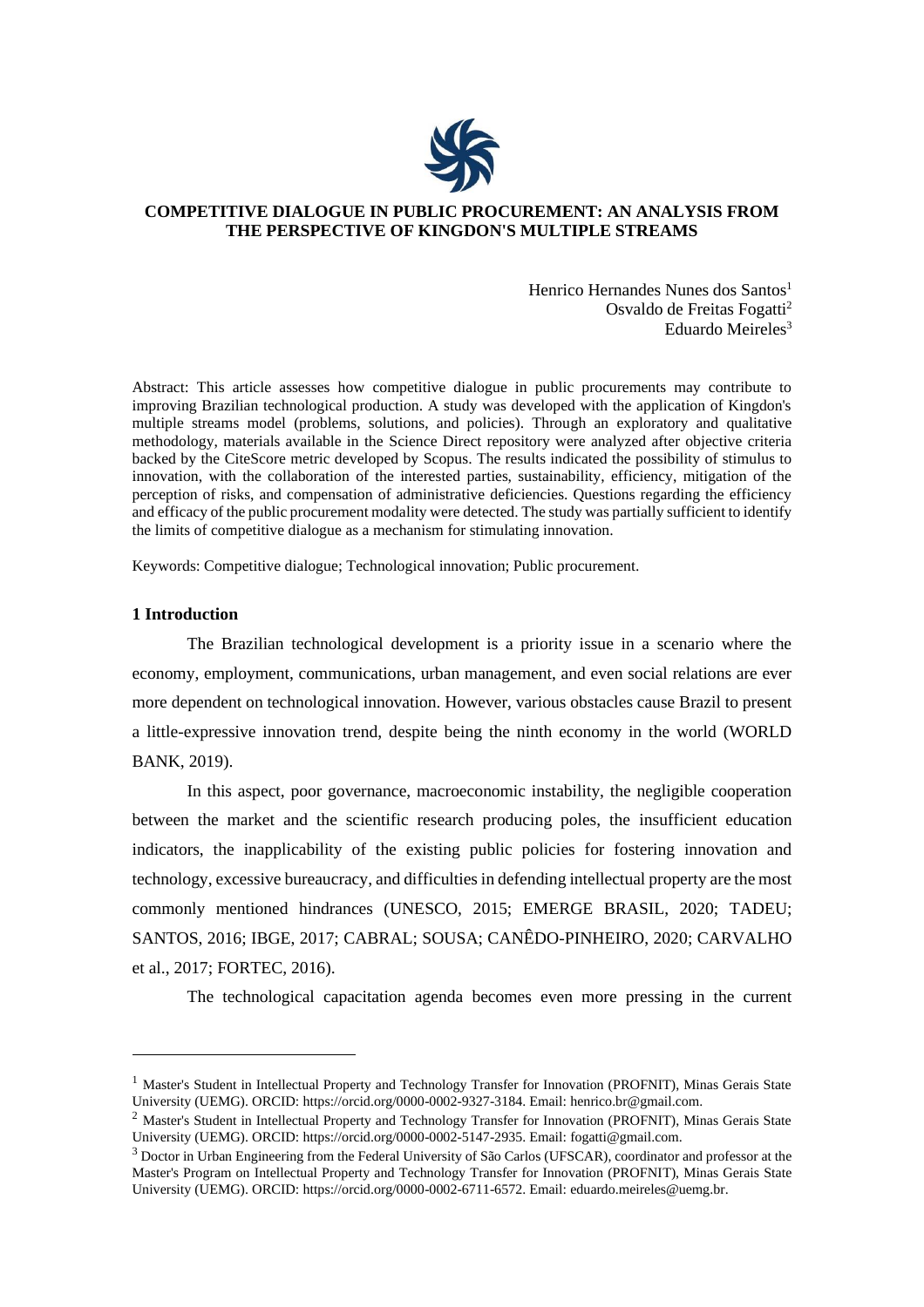# COMPETITIVE DIALOGUE IN PUBLIC PROCUREMENT: AN ANALYSIS FROM THE PERSPECTIVE OF KINGDON'S MULTIPLE STREAMS

Henrico Hernandes Nunes dos Santos[1]
Osvaldo de Freitas Fogatti[2]
Eduardo Meireles[3]

Abstract: This article assesses how competitive dialogue in public procurements may contribute to improving Brazilian technological production. A study was developed with the application of Kingdon's multiple streams model (problems, solutions, and policies). Through an exploratory and qualitative methodology, materials available in the Science Direct repository were analyzed after objective criteria backed by the CiteScore metric developed by Scopus. The results indicated the possibility of stimulus to innovation, with the collaboration of the interested parties, sustainability, efficiency, mitigation of the perception of risks, and compensation of administrative deficiencies. Questions regarding the efficiency and efficacy of the public procurement modality were detected. The study was partially sufficient to identify the limits of competitive dialogue as a mechanism for stimulating innovation.

Keywords: Competitive dialogue; Technological innovation; Public procurement.

## 1 Introduction

The Brazilian technological development is a priority issue in a scenario where the economy, employment, communications, urban management, and even social relations are ever more dependent on technological innovation. However, various obstacles cause Brazil to present a little-expressive innovation trend, despite being the ninth economy in the world (WORLD BANK, 2019).

In this aspect, poor governance, macroeconomic instability, the negligible cooperation between the market and the scientific research producing poles, the insufficient education indicators, the inapplicability of the existing public policies for fostering innovation and technology, excessive bureaucracy, and difficulties in defending intellectual property are the most commonly mentioned hindrances (UNESCO, 2015; EMERGE BRASIL, 2020; TADEU; SANTOS, 2016; IBGE, 2017; CABRAL; SOUSA; CANÊDO-PINHEIRO, 2020; CARVALHO et al., 2017; FORTEC, 2016).

The technological capacitation agenda becomes even more pressing in the current

---

[1] Master's Student in Intellectual Property and Technology Transfer for Innovation (PROFNIT), Minas Gerais State University (UEMG). ORCID: https://orcid.org/0000-0002-9327-3184. Email: henrico.br@gmail.com.

[2] Master's Student in Intellectual Property and Technology Transfer for Innovation (PROFNIT), Minas Gerais State University (UEMG). ORCID: https://orcid.org/0000-0002-5147-2935. Email: fogatti@gmail.com.

[3] Doctor in Urban Engineering from the Federal University of São Carlos (UFSCAR), coordinator and professor at the Master's Program on Intellectual Property and Technology Transfer for Innovation (PROFNIT), Minas Gerais State University (UEMG). ORCID: https://orcid.org/0000-0002-6711-6572. Email: eduardo.meireles@uemg.br.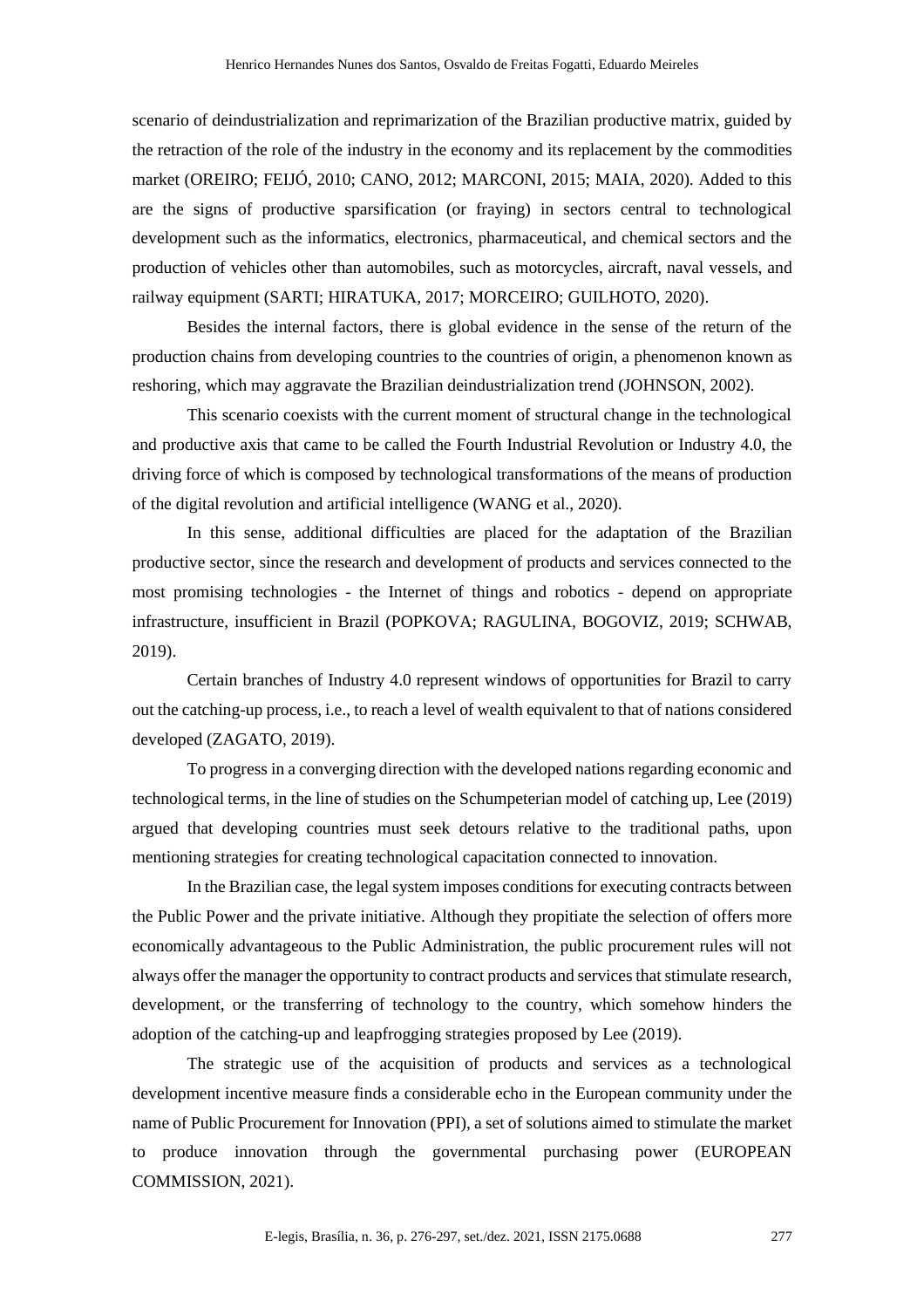scenario of deindustrialization and reprimarization of the Brazilian productive matrix, guided by the retraction of the role of the industry in the economy and its replacement by the commodities market (OREIRO; FEIJÓ, 2010; CANO, 2012; MARCONI, 2015; MAIA, 2020). Added to this are the signs of productive sparsification (or fraying) in sectors central to technological development such as the informatics, electronics, pharmaceutical, and chemical sectors and the production of vehicles other than automobiles, such as motorcycles, aircraft, naval vessels, and railway equipment (SARTI; HIRATUKA, 2017; MORCEIRO; GUILHOTO, 2020).

Besides the internal factors, there is global evidence in the sense of the return of the production chains from developing countries to the countries of origin, a phenomenon known as reshoring, which may aggravate the Brazilian deindustrialization trend (JOHNSON, 2002).

This scenario coexists with the current moment of structural change in the technological and productive axis that came to be called the Fourth Industrial Revolution or Industry 4.0, the driving force of which is composed by technological transformations of the means of production of the digital revolution and artificial intelligence (WANG et al., 2020).

In this sense, additional difficulties are placed for the adaptation of the Brazilian productive sector, since the research and development of products and services connected to the most promising technologies - the Internet of things and robotics - depend on appropriate infrastructure, insufficient in Brazil (POPKOVA; RAGULINA, BOGOVIZ, 2019; SCHWAB, 2019).

Certain branches of Industry 4.0 represent windows of opportunities for Brazil to carry out the catching-up process, i.e., to reach a level of wealth equivalent to that of nations considered developed (ZAGATO, 2019).

To progress in a converging direction with the developed nations regarding economic and technological terms, in the line of studies on the Schumpeterian model of catching up, Lee (2019) argued that developing countries must seek detours relative to the traditional paths, upon mentioning strategies for creating technological capacitation connected to innovation.

In the Brazilian case, the legal system imposes conditions for executing contracts between the Public Power and the private initiative. Although they propitiate the selection of offers more economically advantageous to the Public Administration, the public procurement rules will not always offer the manager the opportunity to contract products and services that stimulate research, development, or the transferring of technology to the country, which somehow hinders the adoption of the catching-up and leapfrogging strategies proposed by Lee (2019).

The strategic use of the acquisition of products and services as a technological development incentive measure finds a considerable echo in the European community under the name of Public Procurement for Innovation (PPI), a set of solutions aimed to stimulate the market to produce innovation through the governmental purchasing power (EUROPEAN COMMISSION, 2021).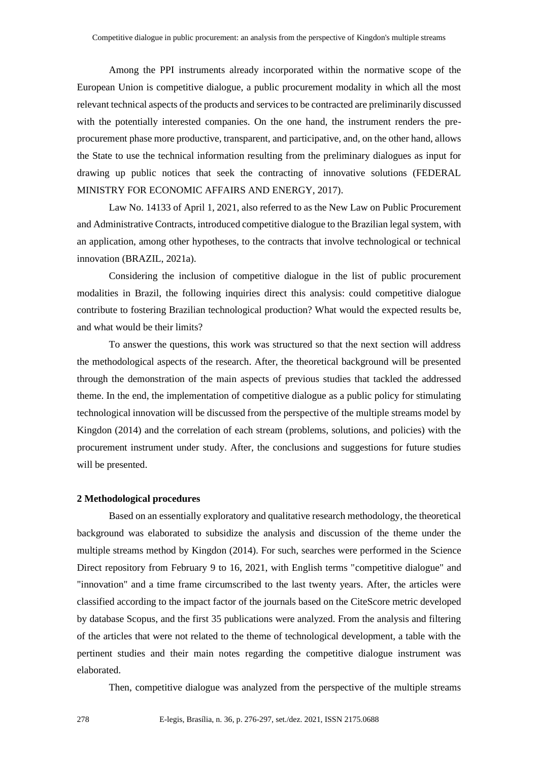Among the PPI instruments already incorporated within the normative scope of the European Union is competitive dialogue, a public procurement modality in which all the most relevant technical aspects of the products and services to be contracted are preliminarily discussed with the potentially interested companies. On the one hand, the instrument renders the pre-procurement phase more productive, transparent, and participative, and, on the other hand, allows the State to use the technical information resulting from the preliminary dialogues as input for drawing up public notices that seek the contracting of innovative solutions (FEDERAL MINISTRY FOR ECONOMIC AFFAIRS AND ENERGY, 2017).

Law No. 14133 of April 1, 2021, also referred to as the New Law on Public Procurement and Administrative Contracts, introduced competitive dialogue to the Brazilian legal system, with an application, among other hypotheses, to the contracts that involve technological or technical innovation (BRAZIL, 2021a).

Considering the inclusion of competitive dialogue in the list of public procurement modalities in Brazil, the following inquiries direct this analysis: could competitive dialogue contribute to fostering Brazilian technological production? What would the expected results be, and what would be their limits?

To answer the questions, this work was structured so that the next section will address the methodological aspects of the research. After, the theoretical background will be presented through the demonstration of the main aspects of previous studies that tackled the addressed theme. In the end, the implementation of competitive dialogue as a public policy for stimulating technological innovation will be discussed from the perspective of the multiple streams model by Kingdon (2014) and the correlation of each stream (problems, solutions, and policies) with the procurement instrument under study. After, the conclusions and suggestions for future studies will be presented.

## 2 Methodological procedures

Based on an essentially exploratory and qualitative research methodology, the theoretical background was elaborated to subsidize the analysis and discussion of the theme under the multiple streams method by Kingdon (2014). For such, searches were performed in the Science Direct repository from February 9 to 16, 2021, with English terms "competitive dialogue" and "innovation" and a time frame circumscribed to the last twenty years. After, the articles were classified according to the impact factor of the journals based on the CiteScore metric developed by database Scopus, and the first 35 publications were analyzed. From the analysis and filtering of the articles that were not related to the theme of technological development, a table with the pertinent studies and their main notes regarding the competitive dialogue instrument was elaborated.

Then, competitive dialogue was analyzed from the perspective of the multiple streams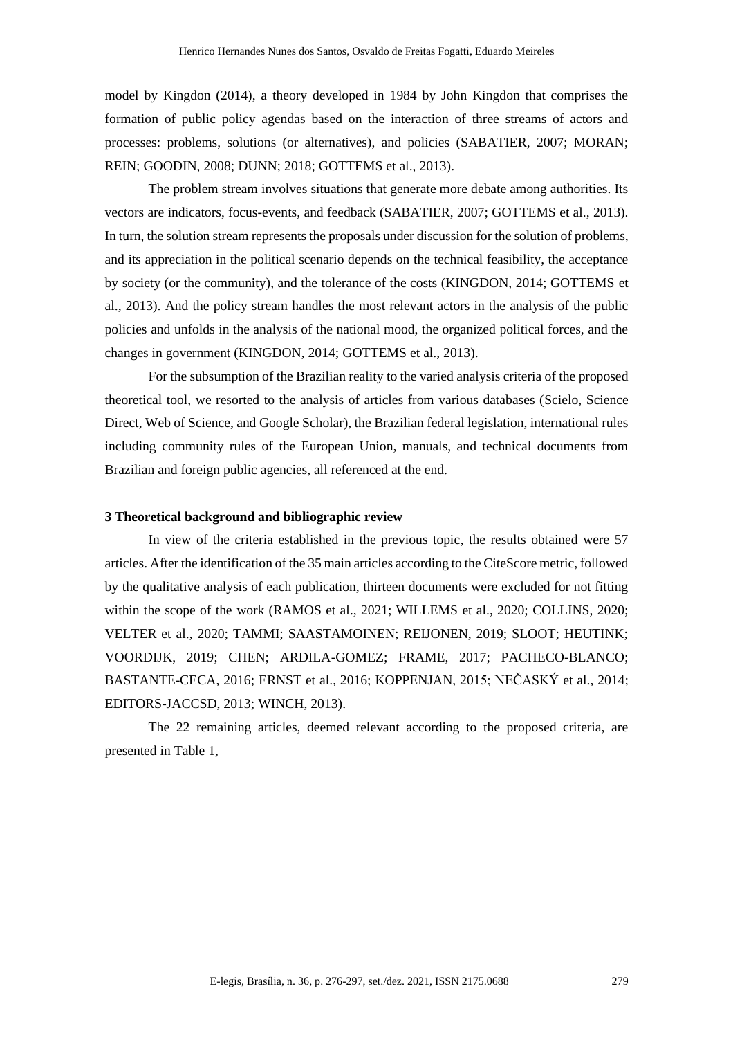model by Kingdon (2014), a theory developed in 1984 by John Kingdon that comprises the formation of public policy agendas based on the interaction of three streams of actors and processes: problems, solutions (or alternatives), and policies (SABATIER, 2007; MORAN; REIN; GOODIN, 2008; DUNN; 2018; GOTTEMS et al., 2013).

The problem stream involves situations that generate more debate among authorities. Its vectors are indicators, focus-events, and feedback (SABATIER, 2007; GOTTEMS et al., 2013). In turn, the solution stream represents the proposals under discussion for the solution of problems, and its appreciation in the political scenario depends on the technical feasibility, the acceptance by society (or the community), and the tolerance of the costs (KINGDON, 2014; GOTTEMS et al., 2013). And the policy stream handles the most relevant actors in the analysis of the public policies and unfolds in the analysis of the national mood, the organized political forces, and the changes in government (KINGDON, 2014; GOTTEMS et al., 2013).

For the subsumption of the Brazilian reality to the varied analysis criteria of the proposed theoretical tool, we resorted to the analysis of articles from various databases (Scielo, Science Direct, Web of Science, and Google Scholar), the Brazilian federal legislation, international rules including community rules of the European Union, manuals, and technical documents from Brazilian and foreign public agencies, all referenced at the end.

### 3 Theoretical background and bibliographic review

In view of the criteria established in the previous topic, the results obtained were 57 articles. After the identification of the 35 main articles according to the CiteScore metric, followed by the qualitative analysis of each publication, thirteen documents were excluded for not fitting within the scope of the work (RAMOS et al., 2021; WILLEMS et al., 2020; COLLINS, 2020; VELTER et al., 2020; TAMMI; SAASTAMOINEN; REIJONEN, 2019; SLOOT; HEUTINK; VOORDIJK, 2019; CHEN; ARDILA-GOMEZ; FRAME, 2017; PACHECO-BLANCO; BASTANTE-CECA, 2016; ERNST et al., 2016; KOPPENJAN, 2015; NEČASKÝ et al., 2014; EDITORS-JACCSD, 2013; WINCH, 2013).

The 22 remaining articles, deemed relevant according to the proposed criteria, are presented in Table 1,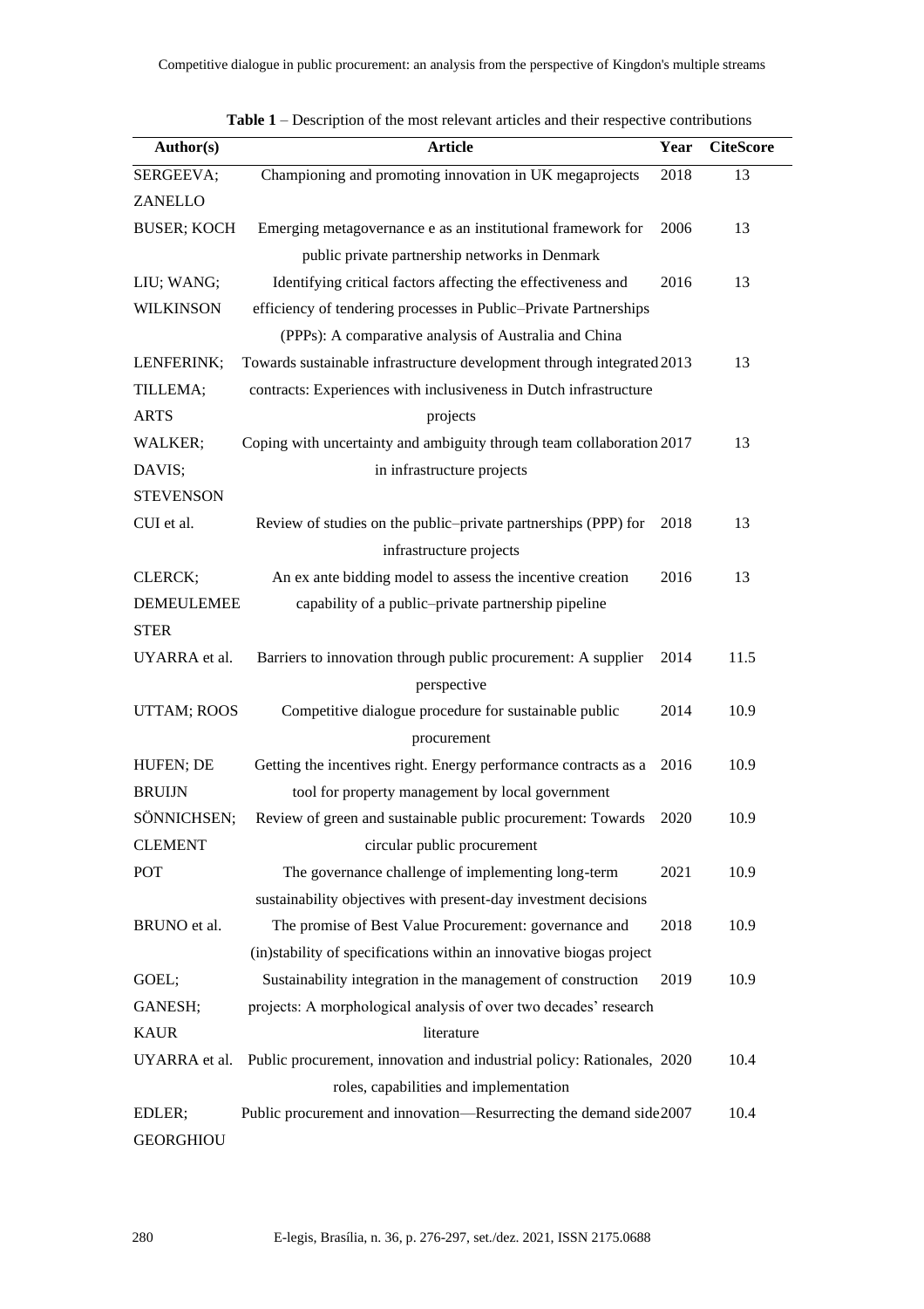**Table 1** – Description of the most relevant articles and their respective contributions

| Author(s) | Article | Year | CiteScore |
|---|---|---|---|
| SERGEEVA; ZANELLO | Championing and promoting innovation in UK megaprojects | 2018 | 13 |
| BUSER; KOCH | Emerging metagovernance e as an institutional framework for public private partnership networks in Denmark | 2006 | 13 |
| LIU; WANG; WILKINSON | Identifying critical factors affecting the effectiveness and efficiency of tendering processes in Public–Private Partnerships (PPPs): A comparative analysis of Australia and China | 2016 | 13 |
| LENFERINK; TILLEMA; ARTS | Towards sustainable infrastructure development through integrated contracts: Experiences with inclusiveness in Dutch infrastructure projects | 2013 | 13 |
| WALKER; DAVIS; STEVENSON | Coping with uncertainty and ambiguity through team collaboration in infrastructure projects | 2017 | 13 |
| CUI et al. | Review of studies on the public–private partnerships (PPP) for infrastructure projects | 2018 | 13 |
| CLERCK; DEMEULEMEESTER | An ex ante bidding model to assess the incentive creation capability of a public–private partnership pipeline | 2016 | 13 |
| UYARRA et al. | Barriers to innovation through public procurement: A supplier perspective | 2014 | 11.5 |
| UTTAM; ROOS | Competitive dialogue procedure for sustainable public procurement | 2014 | 10.9 |
| HUFEN; DE BRUIJN | Getting the incentives right. Energy performance contracts as a tool for property management by local government | 2016 | 10.9 |
| SÖNNICHSEN; CLEMENT | Review of green and sustainable public procurement: Towards circular public procurement | 2020 | 10.9 |
| POT | The governance challenge of implementing long-term sustainability objectives with present-day investment decisions | 2021 | 10.9 |
| BRUNO et al. | The promise of Best Value Procurement: governance and (in)stability of specifications within an innovative biogas project | 2018 | 10.9 |
| GOEL; GANESH; KAUR | Sustainability integration in the management of construction projects: A morphological analysis of over two decades' research literature | 2019 | 10.9 |
| UYARRA et al. | Public procurement, innovation and industrial policy: Rationales, roles, capabilities and implementation | 2020 | 10.4 |
| EDLER; GEORGHIOU | Public procurement and innovation—Resurrecting the demand side | 2007 | 10.4 |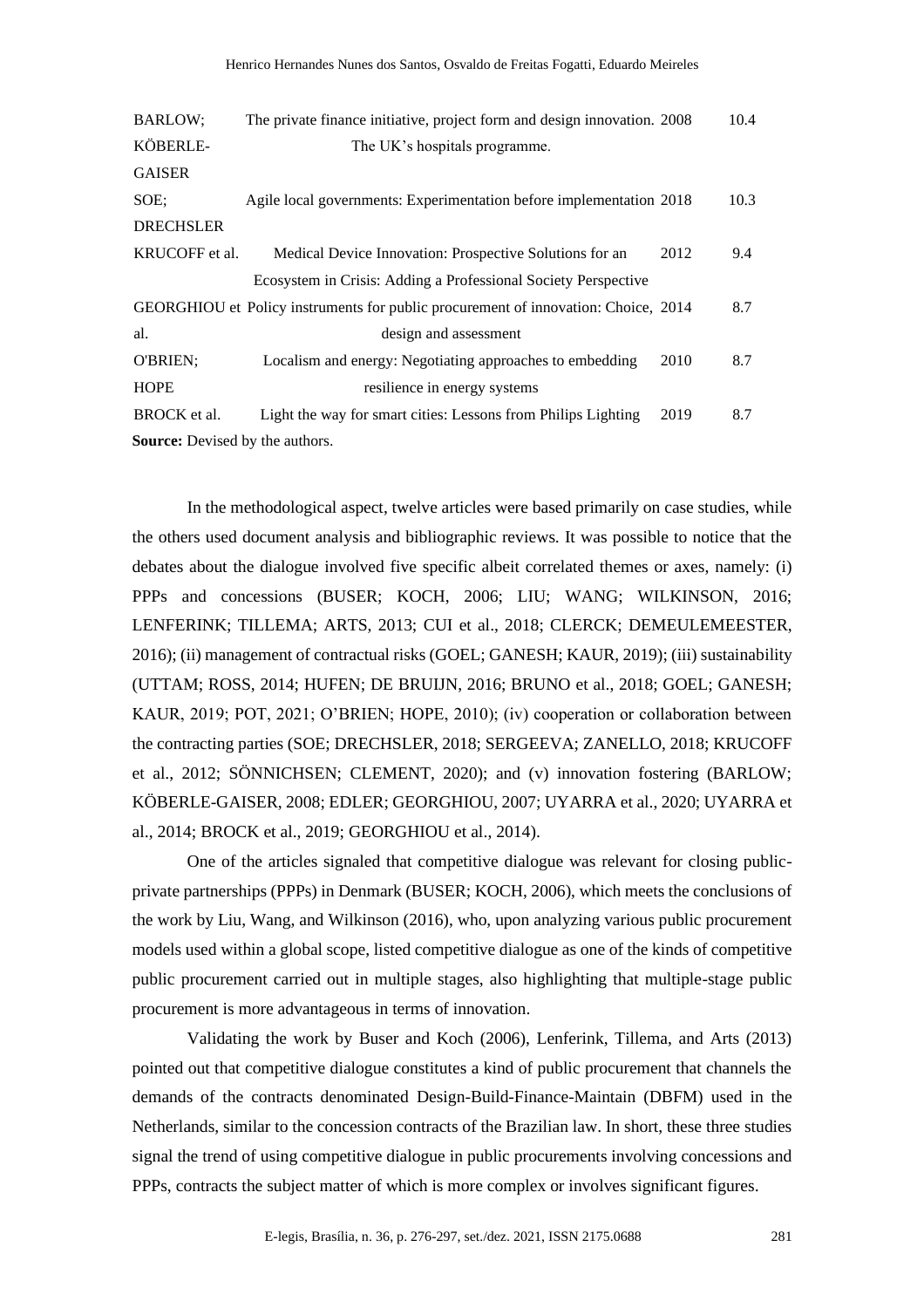| | | | |
|---|---|---|---|
| BARLOW; KÖBERLE-GAISER | The private finance initiative, project form and design innovation. The UK's hospitals programme. | 2008 | 10.4 |
| SOE; DRECHSLER | Agile local governments: Experimentation before implementation | 2018 | 10.3 |
| KRUCOFF et al. | Medical Device Innovation: Prospective Solutions for an Ecosystem in Crisis: Adding a Professional Society Perspective | 2012 | 9.4 |
| GEORGHIOU et al. | Policy instruments for public procurement of innovation: Choice, design and assessment | 2014 | 8.7 |
| O'BRIEN; HOPE | Localism and energy: Negotiating approaches to embedding resilience in energy systems | 2010 | 8.7 |
| BROCK et al. | Light the way for smart cities: Lessons from Philips Lighting | 2019 | 8.7 |

**Source:** Devised by the authors.

In the methodological aspect, twelve articles were based primarily on case studies, while the others used document analysis and bibliographic reviews. It was possible to notice that the debates about the dialogue involved five specific albeit correlated themes or axes, namely: (i) PPPs and concessions (BUSER; KOCH, 2006; LIU; WANG; WILKINSON, 2016; LENFERINK; TILLEMA; ARTS, 2013; CUI et al., 2018; CLERCK; DEMEULEMEESTER, 2016); (ii) management of contractual risks (GOEL; GANESH; KAUR, 2019); (iii) sustainability (UTTAM; ROSS, 2014; HUFEN; DE BRUIJN, 2016; BRUNO et al., 2018; GOEL; GANESH; KAUR, 2019; POT, 2021; O'BRIEN; HOPE, 2010); (iv) cooperation or collaboration between the contracting parties (SOE; DRECHSLER, 2018; SERGEEVA; ZANELLO, 2018; KRUCOFF et al., 2012; SÖNNICHSEN; CLEMENT, 2020); and (v) innovation fostering (BARLOW; KÖBERLE-GAISER, 2008; EDLER; GEORGHIOU, 2007; UYARRA et al., 2020; UYARRA et al., 2014; BROCK et al., 2019; GEORGHIOU et al., 2014).

One of the articles signaled that competitive dialogue was relevant for closing public-private partnerships (PPPs) in Denmark (BUSER; KOCH, 2006), which meets the conclusions of the work by Liu, Wang, and Wilkinson (2016), who, upon analyzing various public procurement models used within a global scope, listed competitive dialogue as one of the kinds of competitive public procurement carried out in multiple stages, also highlighting that multiple-stage public procurement is more advantageous in terms of innovation.

Validating the work by Buser and Koch (2006), Lenferink, Tillema, and Arts (2013) pointed out that competitive dialogue constitutes a kind of public procurement that channels the demands of the contracts denominated Design-Build-Finance-Maintain (DBFM) used in the Netherlands, similar to the concession contracts of the Brazilian law. In short, these three studies signal the trend of using competitive dialogue in public procurements involving concessions and PPPs, contracts the subject matter of which is more complex or involves significant figures.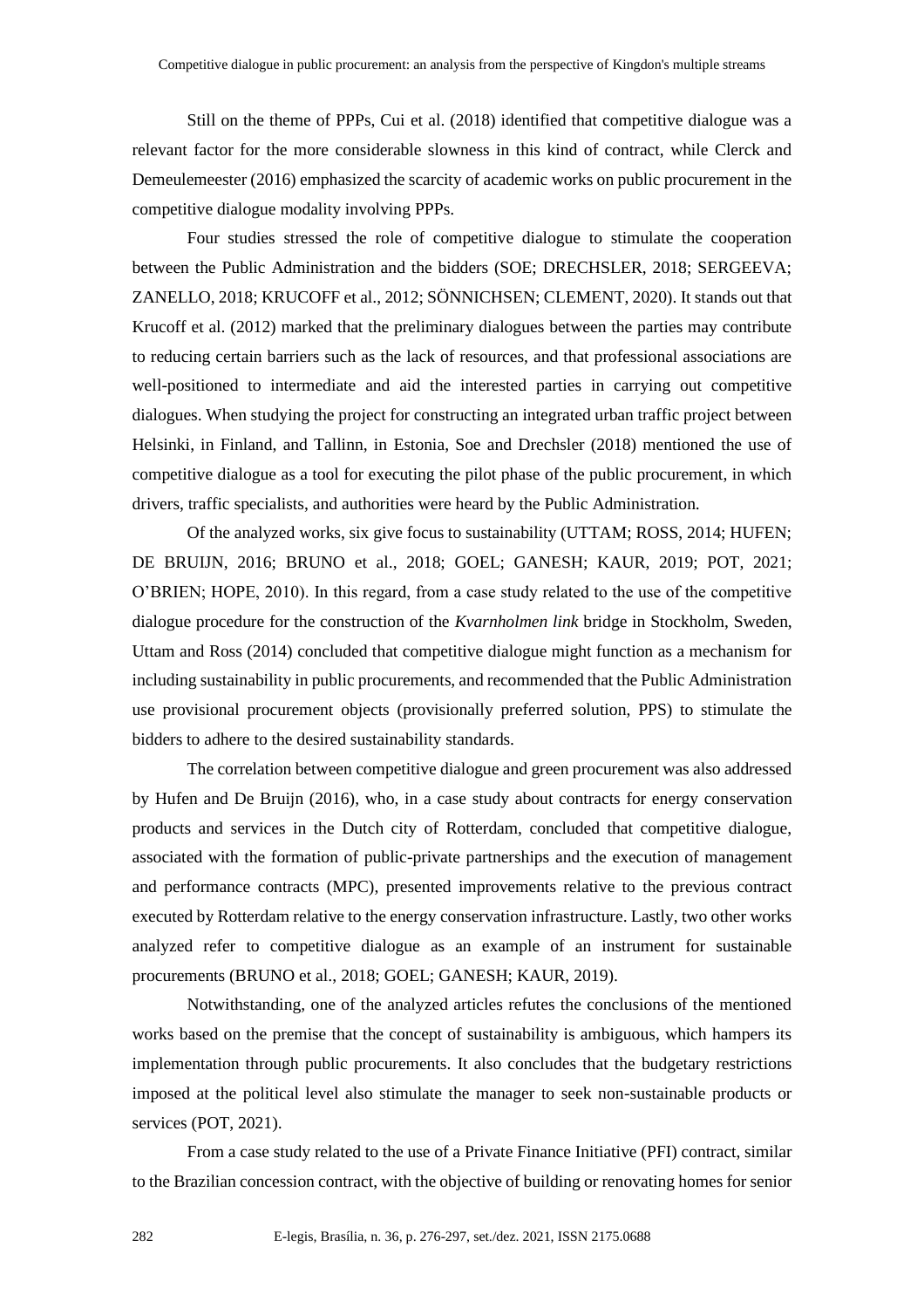Still on the theme of PPPs, Cui et al. (2018) identified that competitive dialogue was a relevant factor for the more considerable slowness in this kind of contract, while Clerck and Demeulemeester (2016) emphasized the scarcity of academic works on public procurement in the competitive dialogue modality involving PPPs.

Four studies stressed the role of competitive dialogue to stimulate the cooperation between the Public Administration and the bidders (SOE; DRECHSLER, 2018; SERGEEVA; ZANELLO, 2018; KRUCOFF et al., 2012; SÖNNICHSEN; CLEMENT, 2020). It stands out that Krucoff et al. (2012) marked that the preliminary dialogues between the parties may contribute to reducing certain barriers such as the lack of resources, and that professional associations are well-positioned to intermediate and aid the interested parties in carrying out competitive dialogues. When studying the project for constructing an integrated urban traffic project between Helsinki, in Finland, and Tallinn, in Estonia, Soe and Drechsler (2018) mentioned the use of competitive dialogue as a tool for executing the pilot phase of the public procurement, in which drivers, traffic specialists, and authorities were heard by the Public Administration.

Of the analyzed works, six give focus to sustainability (UTTAM; ROSS, 2014; HUFEN; DE BRUIJN, 2016; BRUNO et al., 2018; GOEL; GANESH; KAUR, 2019; POT, 2021; O'BRIEN; HOPE, 2010). In this regard, from a case study related to the use of the competitive dialogue procedure for the construction of the *Kvarnholmen link* bridge in Stockholm, Sweden, Uttam and Ross (2014) concluded that competitive dialogue might function as a mechanism for including sustainability in public procurements, and recommended that the Public Administration use provisional procurement objects (provisionally preferred solution, PPS) to stimulate the bidders to adhere to the desired sustainability standards.

The correlation between competitive dialogue and green procurement was also addressed by Hufen and De Bruijn (2016), who, in a case study about contracts for energy conservation products and services in the Dutch city of Rotterdam, concluded that competitive dialogue, associated with the formation of public-private partnerships and the execution of management and performance contracts (MPC), presented improvements relative to the previous contract executed by Rotterdam relative to the energy conservation infrastructure. Lastly, two other works analyzed refer to competitive dialogue as an example of an instrument for sustainable procurements (BRUNO et al., 2018; GOEL; GANESH; KAUR, 2019).

Notwithstanding, one of the analyzed articles refutes the conclusions of the mentioned works based on the premise that the concept of sustainability is ambiguous, which hampers its implementation through public procurements. It also concludes that the budgetary restrictions imposed at the political level also stimulate the manager to seek non-sustainable products or services (POT, 2021).

From a case study related to the use of a Private Finance Initiative (PFI) contract, similar to the Brazilian concession contract, with the objective of building or renovating homes for senior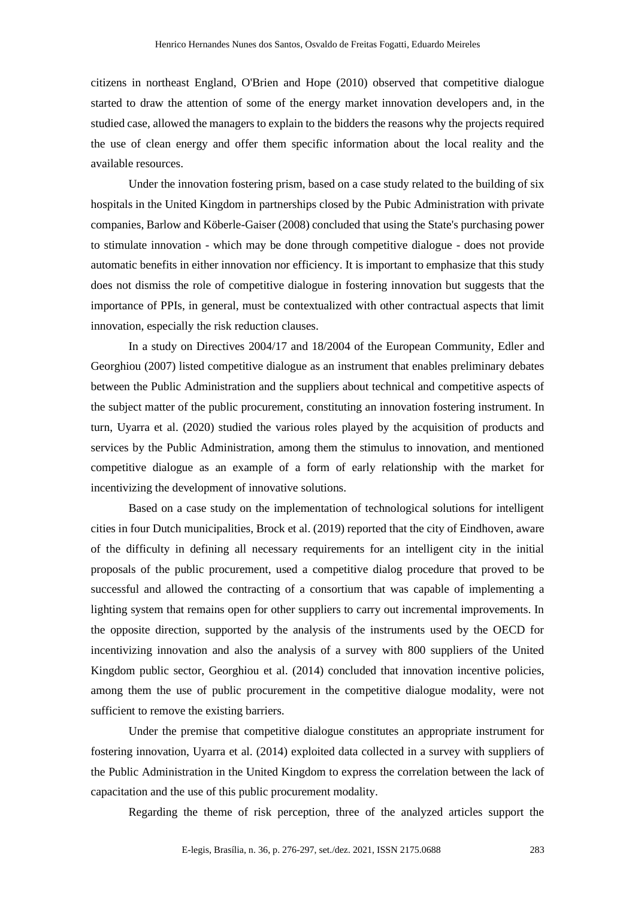citizens in northeast England, O'Brien and Hope (2010) observed that competitive dialogue started to draw the attention of some of the energy market innovation developers and, in the studied case, allowed the managers to explain to the bidders the reasons why the projects required the use of clean energy and offer them specific information about the local reality and the available resources.

Under the innovation fostering prism, based on a case study related to the building of six hospitals in the United Kingdom in partnerships closed by the Pubic Administration with private companies, Barlow and Köberle-Gaiser (2008) concluded that using the State's purchasing power to stimulate innovation - which may be done through competitive dialogue - does not provide automatic benefits in either innovation nor efficiency. It is important to emphasize that this study does not dismiss the role of competitive dialogue in fostering innovation but suggests that the importance of PPIs, in general, must be contextualized with other contractual aspects that limit innovation, especially the risk reduction clauses.

In a study on Directives 2004/17 and 18/2004 of the European Community, Edler and Georghiou (2007) listed competitive dialogue as an instrument that enables preliminary debates between the Public Administration and the suppliers about technical and competitive aspects of the subject matter of the public procurement, constituting an innovation fostering instrument. In turn, Uyarra et al. (2020) studied the various roles played by the acquisition of products and services by the Public Administration, among them the stimulus to innovation, and mentioned competitive dialogue as an example of a form of early relationship with the market for incentivizing the development of innovative solutions.

Based on a case study on the implementation of technological solutions for intelligent cities in four Dutch municipalities, Brock et al. (2019) reported that the city of Eindhoven, aware of the difficulty in defining all necessary requirements for an intelligent city in the initial proposals of the public procurement, used a competitive dialog procedure that proved to be successful and allowed the contracting of a consortium that was capable of implementing a lighting system that remains open for other suppliers to carry out incremental improvements. In the opposite direction, supported by the analysis of the instruments used by the OECD for incentivizing innovation and also the analysis of a survey with 800 suppliers of the United Kingdom public sector, Georghiou et al. (2014) concluded that innovation incentive policies, among them the use of public procurement in the competitive dialogue modality, were not sufficient to remove the existing barriers.

Under the premise that competitive dialogue constitutes an appropriate instrument for fostering innovation, Uyarra et al. (2014) exploited data collected in a survey with suppliers of the Public Administration in the United Kingdom to express the correlation between the lack of capacitation and the use of this public procurement modality.

Regarding the theme of risk perception, three of the analyzed articles support the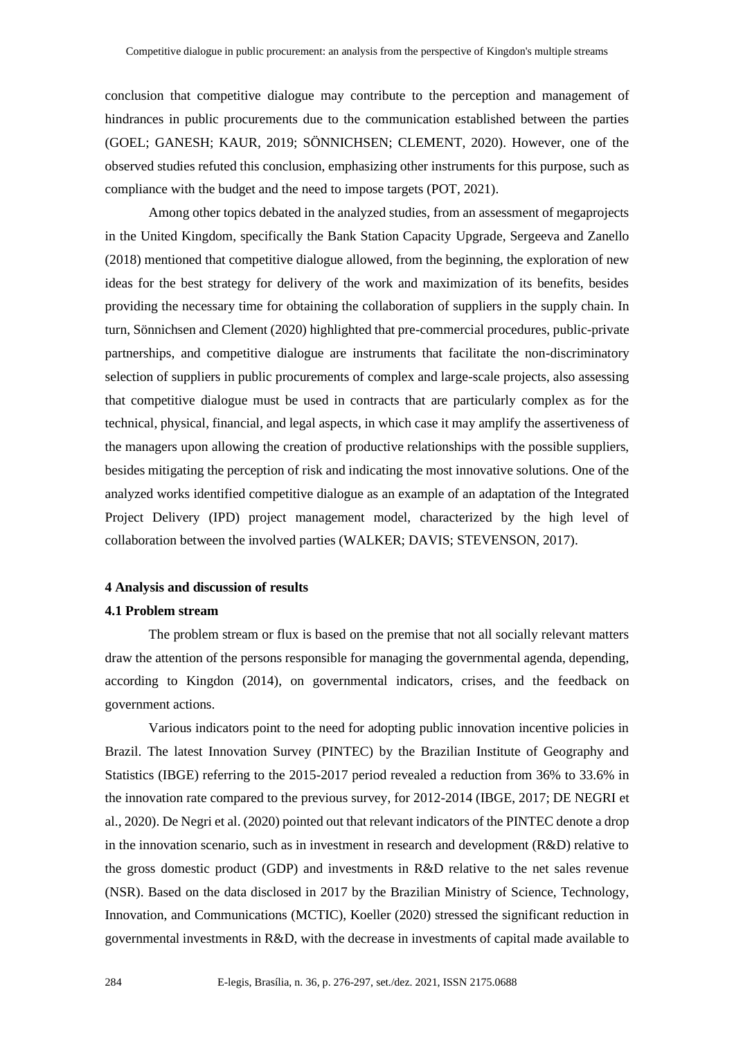conclusion that competitive dialogue may contribute to the perception and management of hindrances in public procurements due to the communication established between the parties (GOEL; GANESH; KAUR, 2019; SÖNNICHSEN; CLEMENT, 2020). However, one of the observed studies refuted this conclusion, emphasizing other instruments for this purpose, such as compliance with the budget and the need to impose targets (POT, 2021).

Among other topics debated in the analyzed studies, from an assessment of megaprojects in the United Kingdom, specifically the Bank Station Capacity Upgrade, Sergeeva and Zanello (2018) mentioned that competitive dialogue allowed, from the beginning, the exploration of new ideas for the best strategy for delivery of the work and maximization of its benefits, besides providing the necessary time for obtaining the collaboration of suppliers in the supply chain. In turn, Sönnichsen and Clement (2020) highlighted that pre-commercial procedures, public-private partnerships, and competitive dialogue are instruments that facilitate the non-discriminatory selection of suppliers in public procurements of complex and large-scale projects, also assessing that competitive dialogue must be used in contracts that are particularly complex as for the technical, physical, financial, and legal aspects, in which case it may amplify the assertiveness of the managers upon allowing the creation of productive relationships with the possible suppliers, besides mitigating the perception of risk and indicating the most innovative solutions. One of the analyzed works identified competitive dialogue as an example of an adaptation of the Integrated Project Delivery (IPD) project management model, characterized by the high level of collaboration between the involved parties (WALKER; DAVIS; STEVENSON, 2017).

## 4 Analysis and discussion of results

### 4.1 Problem stream

The problem stream or flux is based on the premise that not all socially relevant matters draw the attention of the persons responsible for managing the governmental agenda, depending, according to Kingdon (2014), on governmental indicators, crises, and the feedback on government actions.

Various indicators point to the need for adopting public innovation incentive policies in Brazil. The latest Innovation Survey (PINTEC) by the Brazilian Institute of Geography and Statistics (IBGE) referring to the 2015-2017 period revealed a reduction from 36% to 33.6% in the innovation rate compared to the previous survey, for 2012-2014 (IBGE, 2017; DE NEGRI et al., 2020). De Negri et al. (2020) pointed out that relevant indicators of the PINTEC denote a drop in the innovation scenario, such as in investment in research and development (R&D) relative to the gross domestic product (GDP) and investments in R&D relative to the net sales revenue (NSR). Based on the data disclosed in 2017 by the Brazilian Ministry of Science, Technology, Innovation, and Communications (MCTIC), Koeller (2020) stressed the significant reduction in governmental investments in R&D, with the decrease in investments of capital made available to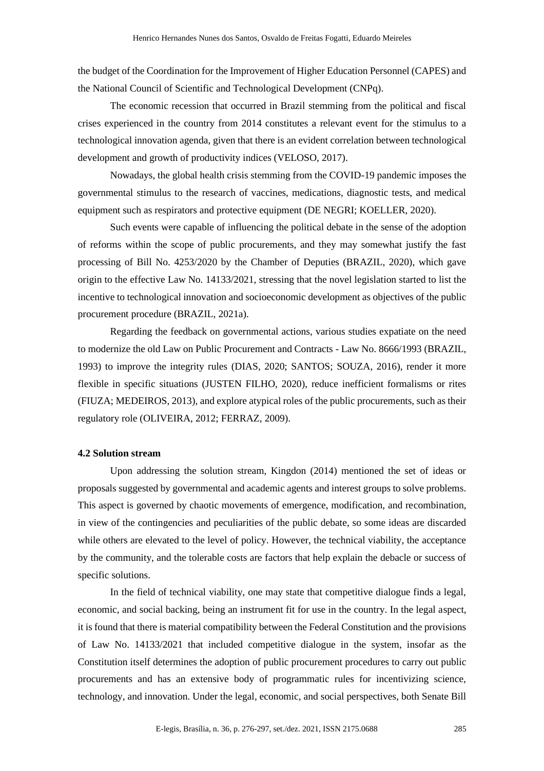the budget of the Coordination for the Improvement of Higher Education Personnel (CAPES) and the National Council of Scientific and Technological Development (CNPq).

The economic recession that occurred in Brazil stemming from the political and fiscal crises experienced in the country from 2014 constitutes a relevant event for the stimulus to a technological innovation agenda, given that there is an evident correlation between technological development and growth of productivity indices (VELOSO, 2017).

Nowadays, the global health crisis stemming from the COVID-19 pandemic imposes the governmental stimulus to the research of vaccines, medications, diagnostic tests, and medical equipment such as respirators and protective equipment (DE NEGRI; KOELLER, 2020).

Such events were capable of influencing the political debate in the sense of the adoption of reforms within the scope of public procurements, and they may somewhat justify the fast processing of Bill No. 4253/2020 by the Chamber of Deputies (BRAZIL, 2020), which gave origin to the effective Law No. 14133/2021, stressing that the novel legislation started to list the incentive to technological innovation and socioeconomic development as objectives of the public procurement procedure (BRAZIL, 2021a).

Regarding the feedback on governmental actions, various studies expatiate on the need to modernize the old Law on Public Procurement and Contracts - Law No. 8666/1993 (BRAZIL, 1993) to improve the integrity rules (DIAS, 2020; SANTOS; SOUZA, 2016), render it more flexible in specific situations (JUSTEN FILHO, 2020), reduce inefficient formalisms or rites (FIUZA; MEDEIROS, 2013), and explore atypical roles of the public procurements, such as their regulatory role (OLIVEIRA, 2012; FERRAZ, 2009).

### 4.2 Solution stream

Upon addressing the solution stream, Kingdon (2014) mentioned the set of ideas or proposals suggested by governmental and academic agents and interest groups to solve problems. This aspect is governed by chaotic movements of emergence, modification, and recombination, in view of the contingencies and peculiarities of the public debate, so some ideas are discarded while others are elevated to the level of policy. However, the technical viability, the acceptance by the community, and the tolerable costs are factors that help explain the debacle or success of specific solutions.

In the field of technical viability, one may state that competitive dialogue finds a legal, economic, and social backing, being an instrument fit for use in the country. In the legal aspect, it is found that there is material compatibility between the Federal Constitution and the provisions of Law No. 14133/2021 that included competitive dialogue in the system, insofar as the Constitution itself determines the adoption of public procurement procedures to carry out public procurements and has an extensive body of programmatic rules for incentivizing science, technology, and innovation. Under the legal, economic, and social perspectives, both Senate Bill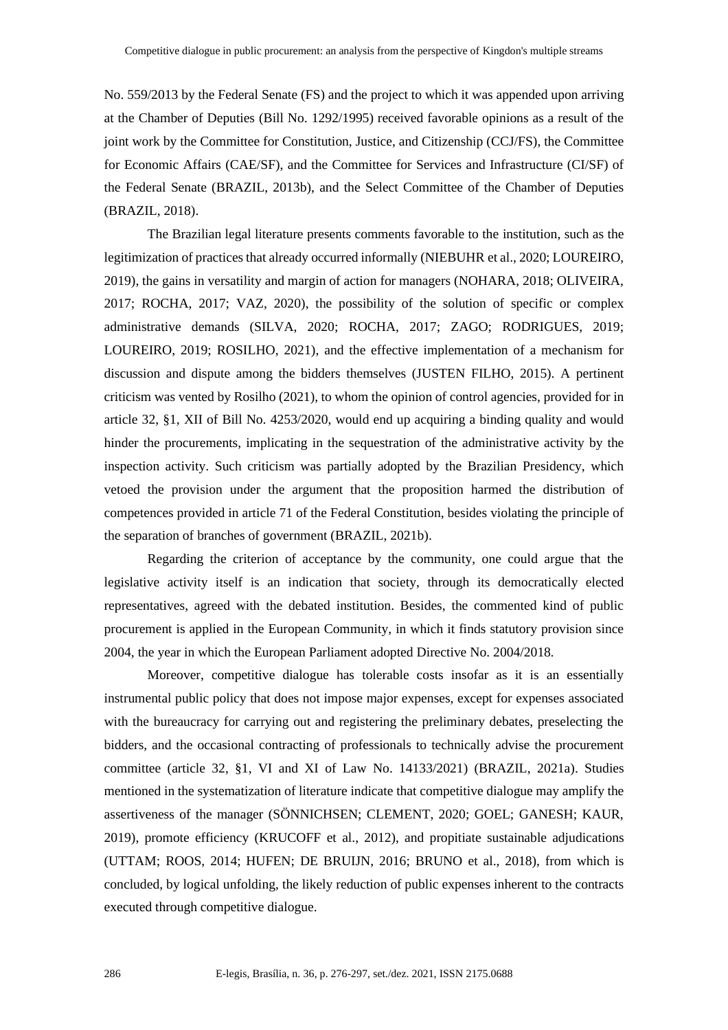No. 559/2013 by the Federal Senate (FS) and the project to which it was appended upon arriving at the Chamber of Deputies (Bill No. 1292/1995) received favorable opinions as a result of the joint work by the Committee for Constitution, Justice, and Citizenship (CCJ/FS), the Committee for Economic Affairs (CAE/SF), and the Committee for Services and Infrastructure (CI/SF) of the Federal Senate (BRAZIL, 2013b), and the Select Committee of the Chamber of Deputies (BRAZIL, 2018).

The Brazilian legal literature presents comments favorable to the institution, such as the legitimization of practices that already occurred informally (NIEBUHR et al., 2020; LOUREIRO, 2019), the gains in versatility and margin of action for managers (NOHARA, 2018; OLIVEIRA, 2017; ROCHA, 2017; VAZ, 2020), the possibility of the solution of specific or complex administrative demands (SILVA, 2020; ROCHA, 2017; ZAGO; RODRIGUES, 2019; LOUREIRO, 2019; ROSILHO, 2021), and the effective implementation of a mechanism for discussion and dispute among the bidders themselves (JUSTEN FILHO, 2015). A pertinent criticism was vented by Rosilho (2021), to whom the opinion of control agencies, provided for in article 32, §1, XII of Bill No. 4253/2020, would end up acquiring a binding quality and would hinder the procurements, implicating in the sequestration of the administrative activity by the inspection activity. Such criticism was partially adopted by the Brazilian Presidency, which vetoed the provision under the argument that the proposition harmed the distribution of competences provided in article 71 of the Federal Constitution, besides violating the principle of the separation of branches of government (BRAZIL, 2021b).

Regarding the criterion of acceptance by the community, one could argue that the legislative activity itself is an indication that society, through its democratically elected representatives, agreed with the debated institution. Besides, the commented kind of public procurement is applied in the European Community, in which it finds statutory provision since 2004, the year in which the European Parliament adopted Directive No. 2004/2018.

Moreover, competitive dialogue has tolerable costs insofar as it is an essentially instrumental public policy that does not impose major expenses, except for expenses associated with the bureaucracy for carrying out and registering the preliminary debates, preselecting the bidders, and the occasional contracting of professionals to technically advise the procurement committee (article 32, §1, VI and XI of Law No. 14133/2021) (BRAZIL, 2021a). Studies mentioned in the systematization of literature indicate that competitive dialogue may amplify the assertiveness of the manager (SÖNNICHSEN; CLEMENT, 2020; GOEL; GANESH; KAUR, 2019), promote efficiency (KRUCOFF et al., 2012), and propitiate sustainable adjudications (UTTAM; ROOS, 2014; HUFEN; DE BRUIJN, 2016; BRUNO et al., 2018), from which is concluded, by logical unfolding, the likely reduction of public expenses inherent to the contracts executed through competitive dialogue.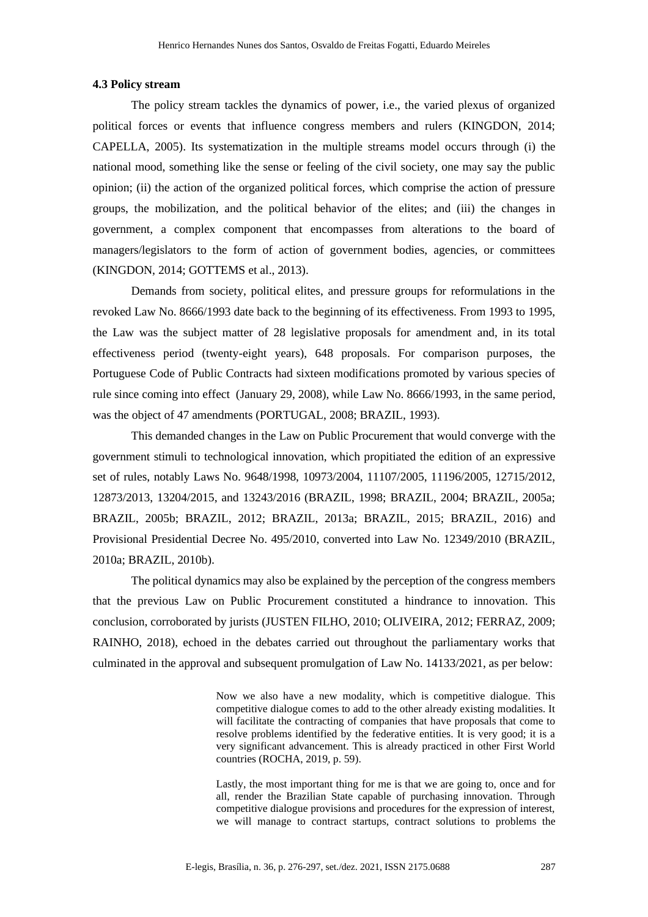### 4.3 Policy stream

The policy stream tackles the dynamics of power, i.e., the varied plexus of organized political forces or events that influence congress members and rulers (KINGDON, 2014; CAPELLA, 2005). Its systematization in the multiple streams model occurs through (i) the national mood, something like the sense or feeling of the civil society, one may say the public opinion; (ii) the action of the organized political forces, which comprise the action of pressure groups, the mobilization, and the political behavior of the elites; and (iii) the changes in government, a complex component that encompasses from alterations to the board of managers/legislators to the form of action of government bodies, agencies, or committees (KINGDON, 2014; GOTTEMS et al., 2013).

Demands from society, political elites, and pressure groups for reformulations in the revoked Law No. 8666/1993 date back to the beginning of its effectiveness. From 1993 to 1995, the Law was the subject matter of 28 legislative proposals for amendment and, in its total effectiveness period (twenty-eight years), 648 proposals. For comparison purposes, the Portuguese Code of Public Contracts had sixteen modifications promoted by various species of rule since coming into effect (January 29, 2008), while Law No. 8666/1993, in the same period, was the object of 47 amendments (PORTUGAL, 2008; BRAZIL, 1993).

This demanded changes in the Law on Public Procurement that would converge with the government stimuli to technological innovation, which propitiated the edition of an expressive set of rules, notably Laws No. 9648/1998, 10973/2004, 11107/2005, 11196/2005, 12715/2012, 12873/2013, 13204/2015, and 13243/2016 (BRAZIL, 1998; BRAZIL, 2004; BRAZIL, 2005a; BRAZIL, 2005b; BRAZIL, 2012; BRAZIL, 2013a; BRAZIL, 2015; BRAZIL, 2016) and Provisional Presidential Decree No. 495/2010, converted into Law No. 12349/2010 (BRAZIL, 2010a; BRAZIL, 2010b).

The political dynamics may also be explained by the perception of the congress members that the previous Law on Public Procurement constituted a hindrance to innovation. This conclusion, corroborated by jurists (JUSTEN FILHO, 2010; OLIVEIRA, 2012; FERRAZ, 2009; RAINHO, 2018), echoed in the debates carried out throughout the parliamentary works that culminated in the approval and subsequent promulgation of Law No. 14133/2021, as per below:

> Now we also have a new modality, which is competitive dialogue. This competitive dialogue comes to add to the other already existing modalities. It will facilitate the contracting of companies that have proposals that come to resolve problems identified by the federative entities. It is very good; it is a very significant advancement. This is already practiced in other First World countries (ROCHA, 2019, p. 59).

> Lastly, the most important thing for me is that we are going to, once and for all, render the Brazilian State capable of purchasing innovation. Through competitive dialogue provisions and procedures for the expression of interest, we will manage to contract startups, contract solutions to problems the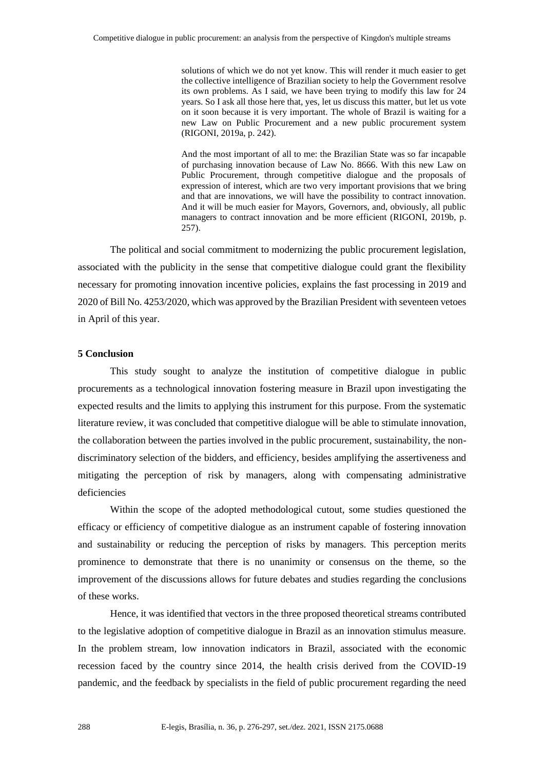> solutions of which we do not yet know. This will render it much easier to get the collective intelligence of Brazilian society to help the Government resolve its own problems. As I said, we have been trying to modify this law for 24 years. So I ask all those here that, yes, let us discuss this matter, but let us vote on it soon because it is very important. The whole of Brazil is waiting for a new Law on Public Procurement and a new public procurement system (RIGONI, 2019a, p. 242).

> And the most important of all to me: the Brazilian State was so far incapable of purchasing innovation because of Law No. 8666. With this new Law on Public Procurement, through competitive dialogue and the proposals of expression of interest, which are two very important provisions that we bring and that are innovations, we will have the possibility to contract innovation. And it will be much easier for Mayors, Governors, and, obviously, all public managers to contract innovation and be more efficient (RIGONI, 2019b, p. 257).

The political and social commitment to modernizing the public procurement legislation, associated with the publicity in the sense that competitive dialogue could grant the flexibility necessary for promoting innovation incentive policies, explains the fast processing in 2019 and 2020 of Bill No. 4253/2020, which was approved by the Brazilian President with seventeen vetoes in April of this year.

## 5 Conclusion

This study sought to analyze the institution of competitive dialogue in public procurements as a technological innovation fostering measure in Brazil upon investigating the expected results and the limits to applying this instrument for this purpose. From the systematic literature review, it was concluded that competitive dialogue will be able to stimulate innovation, the collaboration between the parties involved in the public procurement, sustainability, the non-discriminatory selection of the bidders, and efficiency, besides amplifying the assertiveness and mitigating the perception of risk by managers, along with compensating administrative deficiencies

Within the scope of the adopted methodological cutout, some studies questioned the efficacy or efficiency of competitive dialogue as an instrument capable of fostering innovation and sustainability or reducing the perception of risks by managers. This perception merits prominence to demonstrate that there is no unanimity or consensus on the theme, so the improvement of the discussions allows for future debates and studies regarding the conclusions of these works.

Hence, it was identified that vectors in the three proposed theoretical streams contributed to the legislative adoption of competitive dialogue in Brazil as an innovation stimulus measure. In the problem stream, low innovation indicators in Brazil, associated with the economic recession faced by the country since 2014, the health crisis derived from the COVID-19 pandemic, and the feedback by specialists in the field of public procurement regarding the need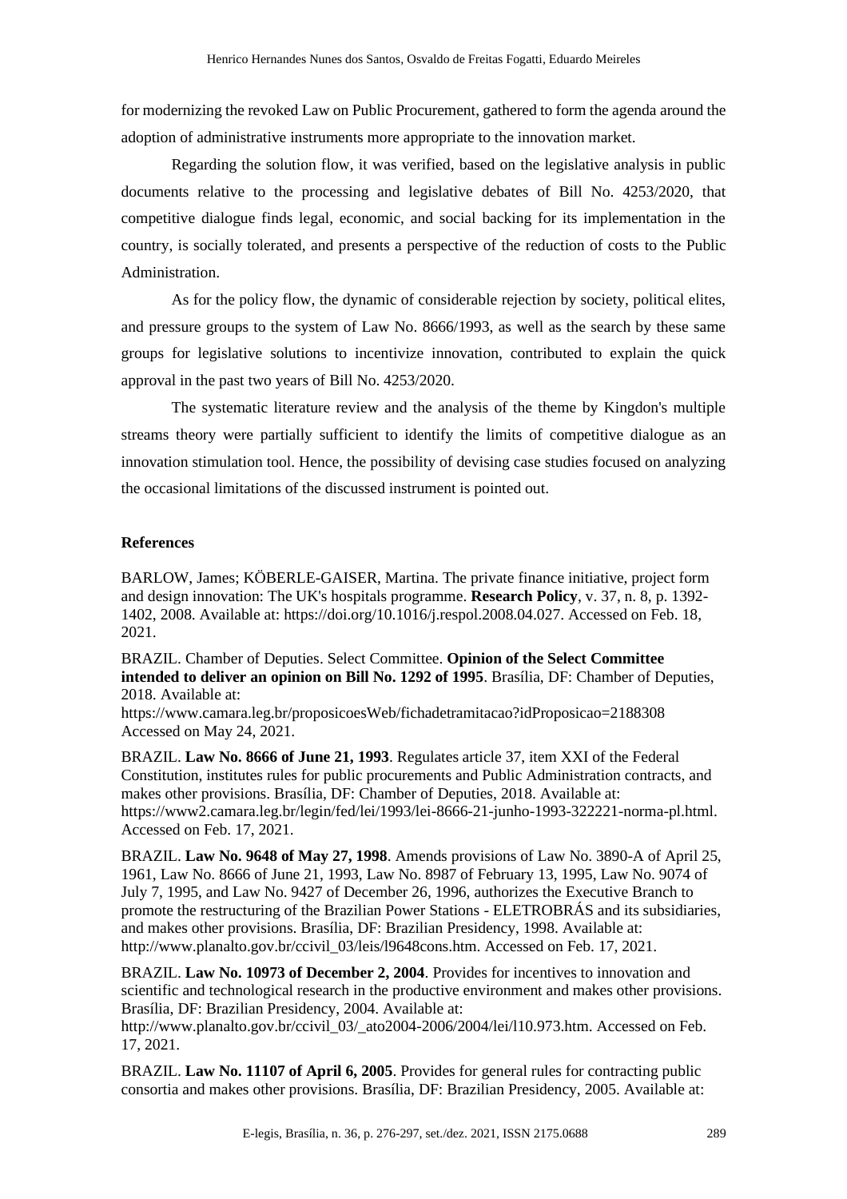for modernizing the revoked Law on Public Procurement, gathered to form the agenda around the adoption of administrative instruments more appropriate to the innovation market.

Regarding the solution flow, it was verified, based on the legislative analysis in public documents relative to the processing and legislative debates of Bill No. 4253/2020, that competitive dialogue finds legal, economic, and social backing for its implementation in the country, is socially tolerated, and presents a perspective of the reduction of costs to the Public Administration.

As for the policy flow, the dynamic of considerable rejection by society, political elites, and pressure groups to the system of Law No. 8666/1993, as well as the search by these same groups for legislative solutions to incentivize innovation, contributed to explain the quick approval in the past two years of Bill No. 4253/2020.

The systematic literature review and the analysis of the theme by Kingdon's multiple streams theory were partially sufficient to identify the limits of competitive dialogue as an innovation stimulation tool. Hence, the possibility of devising case studies focused on analyzing the occasional limitations of the discussed instrument is pointed out.

## References

BARLOW, James; KÖBERLE-GAISER, Martina. The private finance initiative, project form and design innovation: The UK's hospitals programme. **Research Policy**, v. 37, n. 8, p. 1392-1402, 2008. Available at: https://doi.org/10.1016/j.respol.2008.04.027. Accessed on Feb. 18, 2021.

BRAZIL. Chamber of Deputies. Select Committee. **Opinion of the Select Committee intended to deliver an opinion on Bill No. 1292 of 1995**. Brasília, DF: Chamber of Deputies, 2018. Available at: https://www.camara.leg.br/proposicoesWeb/fichadetramitacao?idProposicao=2188308 Accessed on May 24, 2021.

BRAZIL. **Law No. 8666 of June 21, 1993**. Regulates article 37, item XXI of the Federal Constitution, institutes rules for public procurements and Public Administration contracts, and makes other provisions. Brasília, DF: Chamber of Deputies, 2018. Available at: https://www2.camara.leg.br/legin/fed/lei/1993/lei-8666-21-junho-1993-322221-norma-pl.html. Accessed on Feb. 17, 2021.

BRAZIL. **Law No. 9648 of May 27, 1998**. Amends provisions of Law No. 3890-A of April 25, 1961, Law No. 8666 of June 21, 1993, Law No. 8987 of February 13, 1995, Law No. 9074 of July 7, 1995, and Law No. 9427 of December 26, 1996, authorizes the Executive Branch to promote the restructuring of the Brazilian Power Stations - ELETROBRÁS and its subsidiaries, and makes other provisions. Brasília, DF: Brazilian Presidency, 1998. Available at: http://www.planalto.gov.br/ccivil_03/leis/l9648cons.htm. Accessed on Feb. 17, 2021.

BRAZIL. **Law No. 10973 of December 2, 2004**. Provides for incentives to innovation and scientific and technological research in the productive environment and makes other provisions. Brasília, DF: Brazilian Presidency, 2004. Available at: http://www.planalto.gov.br/ccivil_03/_ato2004-2006/2004/lei/l10.973.htm. Accessed on Feb. 17, 2021.

BRAZIL. **Law No. 11107 of April 6, 2005**. Provides for general rules for contracting public consortia and makes other provisions. Brasília, DF: Brazilian Presidency, 2005. Available at: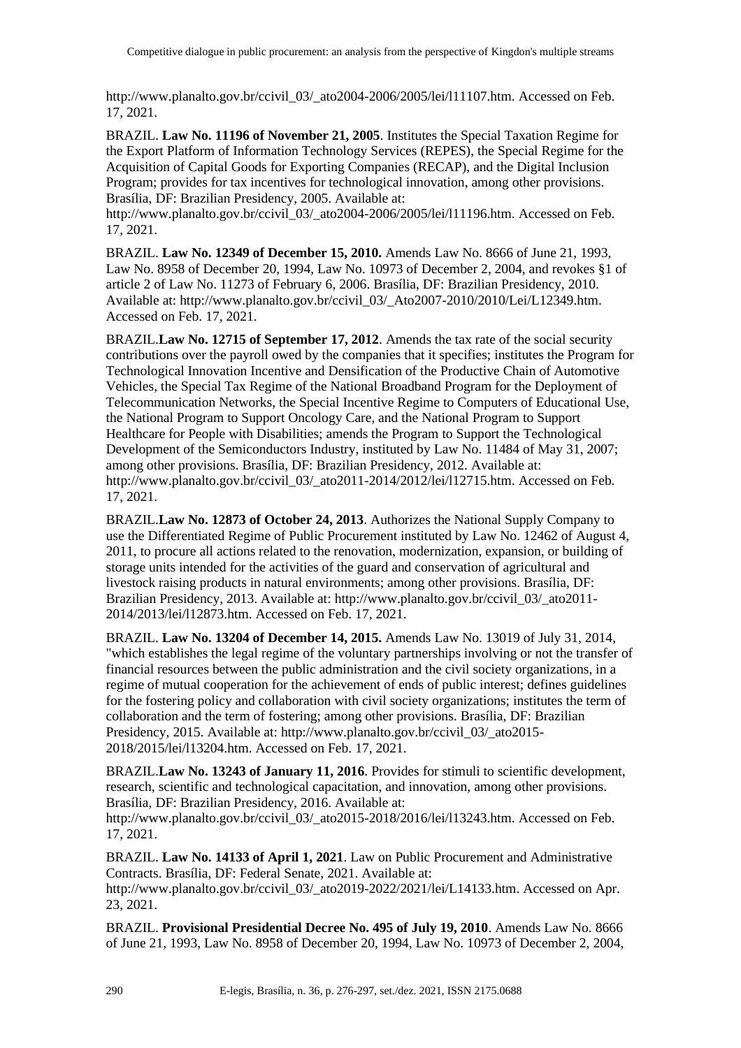http://www.planalto.gov.br/ccivil_03/_ato2004-2006/2005/lei/l11107.htm. Accessed on Feb. 17, 2021.

BRAZIL. **Law No. 11196 of November 21, 2005**. Institutes the Special Taxation Regime for the Export Platform of Information Technology Services (REPES), the Special Regime for the Acquisition of Capital Goods for Exporting Companies (RECAP), and the Digital Inclusion Program; provides for tax incentives for technological innovation, among other provisions. Brasília, DF: Brazilian Presidency, 2005. Available at: http://www.planalto.gov.br/ccivil_03/_ato2004-2006/2005/lei/l11196.htm. Accessed on Feb. 17, 2021.

BRAZIL. **Law No. 12349 of December 15, 2010.** Amends Law No. 8666 of June 21, 1993, Law No. 8958 of December 20, 1994, Law No. 10973 of December 2, 2004, and revokes §1 of article 2 of Law No. 11273 of February 6, 2006. Brasília, DF: Brazilian Presidency, 2010. Available at: http://www.planalto.gov.br/ccivil_03/_Ato2007-2010/2010/Lei/L12349.htm. Accessed on Feb. 17, 2021.

BRAZIL.**Law No. 12715 of September 17, 2012**. Amends the tax rate of the social security contributions over the payroll owed by the companies that it specifies; institutes the Program for Technological Innovation Incentive and Densification of the Productive Chain of Automotive Vehicles, the Special Tax Regime of the National Broadband Program for the Deployment of Telecommunication Networks, the Special Incentive Regime to Computers of Educational Use, the National Program to Support Oncology Care, and the National Program to Support Healthcare for People with Disabilities; amends the Program to Support the Technological Development of the Semiconductors Industry, instituted by Law No. 11484 of May 31, 2007; among other provisions. Brasília, DF: Brazilian Presidency, 2012. Available at: http://www.planalto.gov.br/ccivil_03/_ato2011-2014/2012/lei/l12715.htm. Accessed on Feb. 17, 2021.

BRAZIL.**Law No. 12873 of October 24, 2013**. Authorizes the National Supply Company to use the Differentiated Regime of Public Procurement instituted by Law No. 12462 of August 4, 2011, to procure all actions related to the renovation, modernization, expansion, or building of storage units intended for the activities of the guard and conservation of agricultural and livestock raising products in natural environments; among other provisions. Brasília, DF: Brazilian Presidency, 2013. Available at: http://www.planalto.gov.br/ccivil_03/_ato2011-2014/2013/lei/l12873.htm. Accessed on Feb. 17, 2021.

BRAZIL. **Law No. 13204 of December 14, 2015.** Amends Law No. 13019 of July 31, 2014, "which establishes the legal regime of the voluntary partnerships involving or not the transfer of financial resources between the public administration and the civil society organizations, in a regime of mutual cooperation for the achievement of ends of public interest; defines guidelines for the fostering policy and collaboration with civil society organizations; institutes the term of collaboration and the term of fostering; among other provisions. Brasília, DF: Brazilian Presidency, 2015. Available at: http://www.planalto.gov.br/ccivil_03/_ato2015-2018/2015/lei/l13204.htm. Accessed on Feb. 17, 2021.

BRAZIL.**Law No. 13243 of January 11, 2016**. Provides for stimuli to scientific development, research, scientific and technological capacitation, and innovation, among other provisions. Brasília, DF: Brazilian Presidency, 2016. Available at: http://www.planalto.gov.br/ccivil_03/_ato2015-2018/2016/lei/l13243.htm. Accessed on Feb. 17, 2021.

BRAZIL. **Law No. 14133 of April 1, 2021**. Law on Public Procurement and Administrative Contracts. Brasília, DF: Federal Senate, 2021. Available at: http://www.planalto.gov.br/ccivil_03/_ato2019-2022/2021/lei/L14133.htm. Accessed on Apr. 23, 2021.

BRAZIL. **Provisional Presidential Decree No. 495 of July 19, 2010**. Amends Law No. 8666 of June 21, 1993, Law No. 8958 of December 20, 1994, Law No. 10973 of December 2, 2004,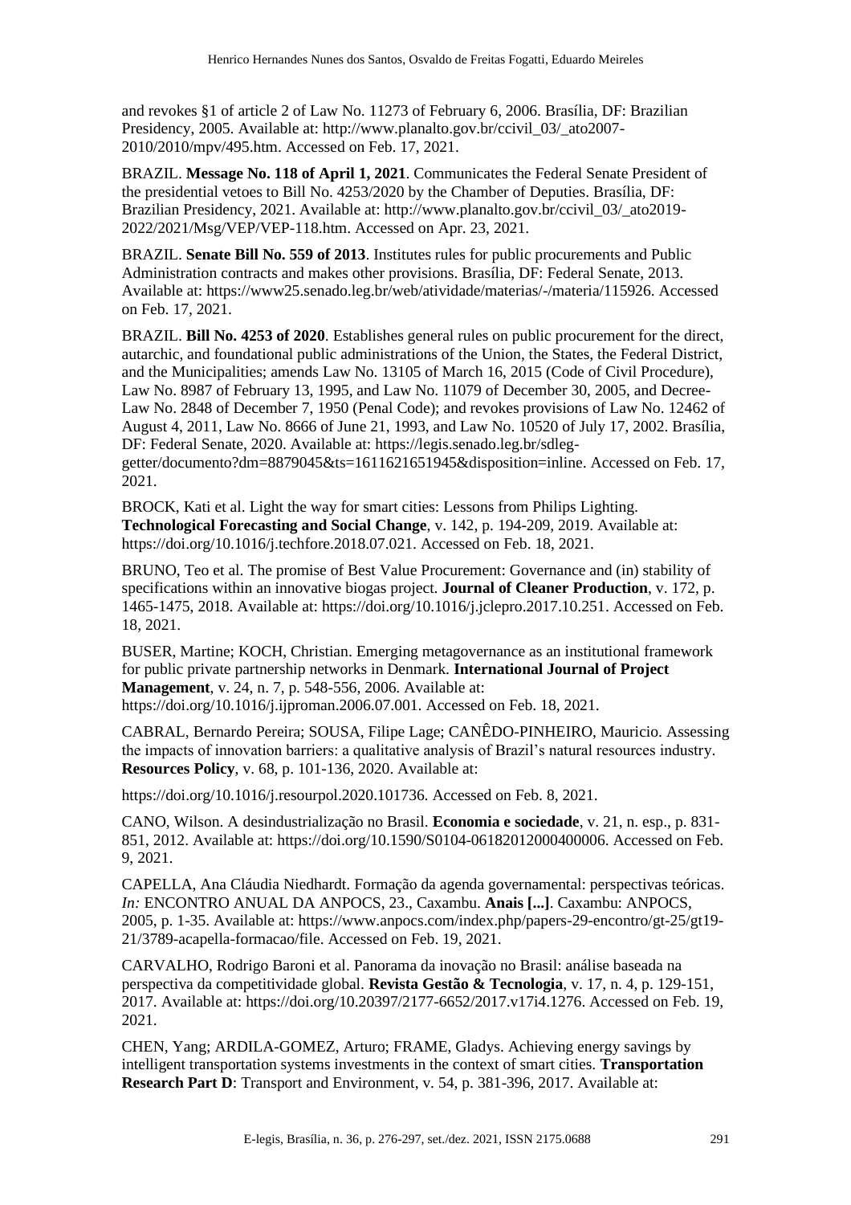and revokes §1 of article 2 of Law No. 11273 of February 6, 2006. Brasília, DF: Brazilian Presidency, 2005. Available at: http://www.planalto.gov.br/ccivil_03/_ato2007-2010/2010/mpv/495.htm. Accessed on Feb. 17, 2021.

BRAZIL. **Message No. 118 of April 1, 2021**. Communicates the Federal Senate President of the presidential vetoes to Bill No. 4253/2020 by the Chamber of Deputies. Brasília, DF: Brazilian Presidency, 2021. Available at: http://www.planalto.gov.br/ccivil_03/_ato2019-2022/2021/Msg/VEP/VEP-118.htm. Accessed on Apr. 23, 2021.

BRAZIL. **Senate Bill No. 559 of 2013**. Institutes rules for public procurements and Public Administration contracts and makes other provisions. Brasília, DF: Federal Senate, 2013. Available at: https://www25.senado.leg.br/web/atividade/materias/-/materia/115926. Accessed on Feb. 17, 2021.

BRAZIL. **Bill No. 4253 of 2020**. Establishes general rules on public procurement for the direct, autarchic, and foundational public administrations of the Union, the States, the Federal District, and the Municipalities; amends Law No. 13105 of March 16, 2015 (Code of Civil Procedure), Law No. 8987 of February 13, 1995, and Law No. 11079 of December 30, 2005, and Decree-Law No. 2848 of December 7, 1950 (Penal Code); and revokes provisions of Law No. 12462 of August 4, 2011, Law No. 8666 of June 21, 1993, and Law No. 10520 of July 17, 2002. Brasília, DF: Federal Senate, 2020. Available at: https://legis.senado.leg.br/sdleg-getter/documento?dm=8879045&ts=1611621651945&disposition=inline. Accessed on Feb. 17, 2021.

BROCK, Kati et al. Light the way for smart cities: Lessons from Philips Lighting. **Technological Forecasting and Social Change**, v. 142, p. 194-209, 2019. Available at: https://doi.org/10.1016/j.techfore.2018.07.021. Accessed on Feb. 18, 2021.

BRUNO, Teo et al. The promise of Best Value Procurement: Governance and (in) stability of specifications within an innovative biogas project. **Journal of Cleaner Production**, v. 172, p. 1465-1475, 2018. Available at: https://doi.org/10.1016/j.jclepro.2017.10.251. Accessed on Feb. 18, 2021.

BUSER, Martine; KOCH, Christian. Emerging metagovernance as an institutional framework for public private partnership networks in Denmark. **International Journal of Project Management**, v. 24, n. 7, p. 548-556, 2006. Available at: https://doi.org/10.1016/j.ijproman.2006.07.001. Accessed on Feb. 18, 2021.

CABRAL, Bernardo Pereira; SOUSA, Filipe Lage; CANÊDO-PINHEIRO, Mauricio. Assessing the impacts of innovation barriers: a qualitative analysis of Brazil's natural resources industry. **Resources Policy**, v. 68, p. 101-136, 2020. Available at:

https://doi.org/10.1016/j.resourpol.2020.101736. Accessed on Feb. 8, 2021.

CANO, Wilson. A desindustrialização no Brasil. **Economia e sociedade**, v. 21, n. esp., p. 831-851, 2012. Available at: https://doi.org/10.1590/S0104-06182012000400006. Accessed on Feb. 9, 2021.

CAPELLA, Ana Cláudia Niedhardt. Formação da agenda governamental: perspectivas teóricas. *In:* ENCONTRO ANUAL DA ANPOCS, 23., Caxambu. **Anais [...]**. Caxambu: ANPOCS, 2005, p. 1-35. Available at: https://www.anpocs.com/index.php/papers-29-encontro/gt-25/gt19-21/3789-acapella-formacao/file. Accessed on Feb. 19, 2021.

CARVALHO, Rodrigo Baroni et al. Panorama da inovação no Brasil: análise baseada na perspectiva da competitividade global. **Revista Gestão & Tecnologia**, v. 17, n. 4, p. 129-151, 2017. Available at: https://doi.org/10.20397/2177-6652/2017.v17i4.1276. Accessed on Feb. 19, 2021.

CHEN, Yang; ARDILA-GOMEZ, Arturo; FRAME, Gladys. Achieving energy savings by intelligent transportation systems investments in the context of smart cities. **Transportation Research Part D**: Transport and Environment, v. 54, p. 381-396, 2017. Available at: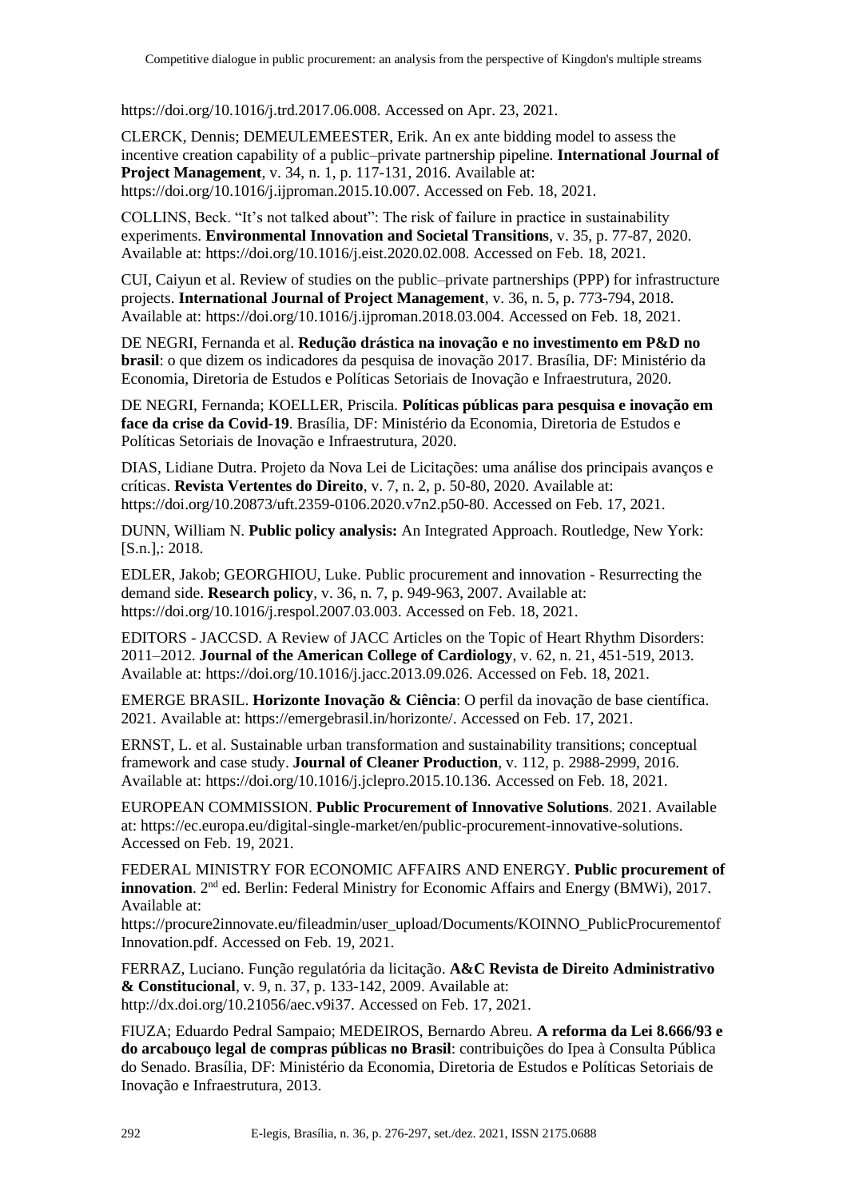https://doi.org/10.1016/j.trd.2017.06.008. Accessed on Apr. 23, 2021.

CLERCK, Dennis; DEMEULEMEESTER, Erik. An ex ante bidding model to assess the incentive creation capability of a public–private partnership pipeline. **International Journal of Project Management**, v. 34, n. 1, p. 117-131, 2016. Available at: https://doi.org/10.1016/j.ijproman.2015.10.007. Accessed on Feb. 18, 2021.

COLLINS, Beck. "It's not talked about": The risk of failure in practice in sustainability experiments. **Environmental Innovation and Societal Transitions**, v. 35, p. 77-87, 2020. Available at: https://doi.org/10.1016/j.eist.2020.02.008. Accessed on Feb. 18, 2021.

CUI, Caiyun et al. Review of studies on the public–private partnerships (PPP) for infrastructure projects. **International Journal of Project Management**, v. 36, n. 5, p. 773-794, 2018. Available at: https://doi.org/10.1016/j.ijproman.2018.03.004. Accessed on Feb. 18, 2021.

DE NEGRI, Fernanda et al. **Redução drástica na inovação e no investimento em P&D no brasil**: o que dizem os indicadores da pesquisa de inovação 2017. Brasília, DF: Ministério da Economia, Diretoria de Estudos e Políticas Setoriais de Inovação e Infraestrutura, 2020.

DE NEGRI, Fernanda; KOELLER, Priscila. **Políticas públicas para pesquisa e inovação em face da crise da Covid-19**. Brasília, DF: Ministério da Economia, Diretoria de Estudos e Políticas Setoriais de Inovação e Infraestrutura, 2020.

DIAS, Lidiane Dutra. Projeto da Nova Lei de Licitações: uma análise dos principais avanços e críticas. **Revista Vertentes do Direito**, v. 7, n. 2, p. 50-80, 2020. Available at: https://doi.org/10.20873/uft.2359-0106.2020.v7n2.p50-80. Accessed on Feb. 17, 2021.

DUNN, William N. **Public policy analysis:** An Integrated Approach. Routledge, New York: [S.n.],: 2018.

EDLER, Jakob; GEORGHIOU, Luke. Public procurement and innovation - Resurrecting the demand side. **Research policy**, v. 36, n. 7, p. 949-963, 2007. Available at: https://doi.org/10.1016/j.respol.2007.03.003. Accessed on Feb. 18, 2021.

EDITORS - JACCSD. A Review of JACC Articles on the Topic of Heart Rhythm Disorders: 2011–2012. **Journal of the American College of Cardiology**, v. 62, n. 21, 451-519, 2013. Available at: https://doi.org/10.1016/j.jacc.2013.09.026. Accessed on Feb. 18, 2021.

EMERGE BRASIL. **Horizonte Inovação & Ciência**: O perfil da inovação de base científica. 2021. Available at: https://emergebrasil.in/horizonte/. Accessed on Feb. 17, 2021.

ERNST, L. et al. Sustainable urban transformation and sustainability transitions; conceptual framework and case study. **Journal of Cleaner Production**, v. 112, p. 2988-2999, 2016. Available at: https://doi.org/10.1016/j.jclepro.2015.10.136. Accessed on Feb. 18, 2021.

EUROPEAN COMMISSION. **Public Procurement of Innovative Solutions**. 2021. Available at: https://ec.europa.eu/digital-single-market/en/public-procurement-innovative-solutions. Accessed on Feb. 19, 2021.

FEDERAL MINISTRY FOR ECONOMIC AFFAIRS AND ENERGY. **Public procurement of innovation**. 2nd ed. Berlin: Federal Ministry for Economic Affairs and Energy (BMWi), 2017. Available at: https://procure2innovate.eu/fileadmin/user_upload/Documents/KOINNO_PublicProcurementofInnovation.pdf. Accessed on Feb. 19, 2021.

FERRAZ, Luciano. Função regulatória da licitação. **A&C Revista de Direito Administrativo & Constitucional**, v. 9, n. 37, p. 133-142, 2009. Available at: http://dx.doi.org/10.21056/aec.v9i37. Accessed on Feb. 17, 2021.

FIUZA; Eduardo Pedral Sampaio; MEDEIROS, Bernardo Abreu. **A reforma da Lei 8.666/93 e do arcabouço legal de compras públicas no Brasil**: contribuições do Ipea à Consulta Pública do Senado. Brasília, DF: Ministério da Economia, Diretoria de Estudos e Políticas Setoriais de Inovação e Infraestrutura, 2013.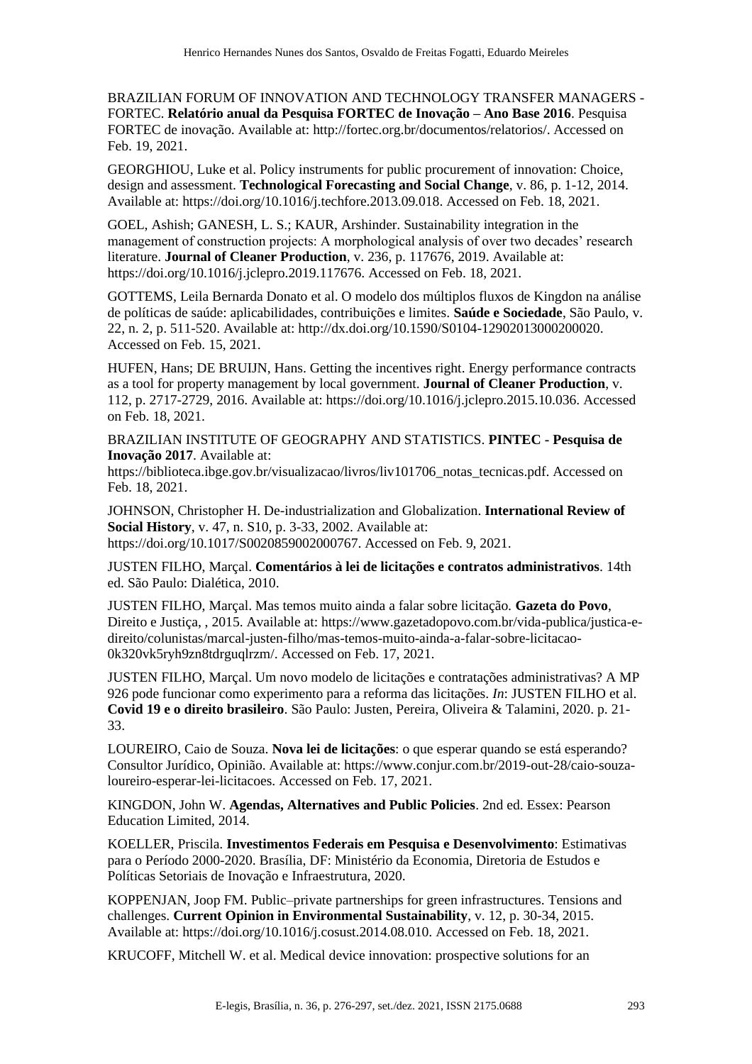BRAZILIAN FORUM OF INNOVATION AND TECHNOLOGY TRANSFER MANAGERS - FORTEC. **Relatório anual da Pesquisa FORTEC de Inovação – Ano Base 2016**. Pesquisa FORTEC de inovação. Available at: http://fortec.org.br/documentos/relatorios/. Accessed on Feb. 19, 2021.

GEORGHIOU, Luke et al. Policy instruments for public procurement of innovation: Choice, design and assessment. **Technological Forecasting and Social Change**, v. 86, p. 1-12, 2014. Available at: https://doi.org/10.1016/j.techfore.2013.09.018. Accessed on Feb. 18, 2021.

GOEL, Ashish; GANESH, L. S.; KAUR, Arshinder. Sustainability integration in the management of construction projects: A morphological analysis of over two decades' research literature. **Journal of Cleaner Production**, v. 236, p. 117676, 2019. Available at: https://doi.org/10.1016/j.jclepro.2019.117676. Accessed on Feb. 18, 2021.

GOTTEMS, Leila Bernarda Donato et al. O modelo dos múltiplos fluxos de Kingdon na análise de políticas de saúde: aplicabilidades, contribuições e limites. **Saúde e Sociedade**, São Paulo, v. 22, n. 2, p. 511-520. Available at: http://dx.doi.org/10.1590/S0104-12902013000200020. Accessed on Feb. 15, 2021.

HUFEN, Hans; DE BRUIJN, Hans. Getting the incentives right. Energy performance contracts as a tool for property management by local government. **Journal of Cleaner Production**, v. 112, p. 2717-2729, 2016. Available at: https://doi.org/10.1016/j.jclepro.2015.10.036. Accessed on Feb. 18, 2021.

BRAZILIAN INSTITUTE OF GEOGRAPHY AND STATISTICS. **PINTEC - Pesquisa de Inovação 2017**. Available at: https://biblioteca.ibge.gov.br/visualizacao/livros/liv101706_notas_tecnicas.pdf. Accessed on Feb. 18, 2021.

JOHNSON, Christopher H. De-industrialization and Globalization. **International Review of Social History**, v. 47, n. S10, p. 3-33, 2002. Available at: https://doi.org/10.1017/S0020859002000767. Accessed on Feb. 9, 2021.

JUSTEN FILHO, Marçal. **Comentários à lei de licitações e contratos administrativos**. 14th ed. São Paulo: Dialética, 2010.

JUSTEN FILHO, Marçal. Mas temos muito ainda a falar sobre licitação. **Gazeta do Povo**, Direito e Justiça, , 2015. Available at: https://www.gazetadopovo.com.br/vida-publica/justica-e-direito/colunistas/marcal-justen-filho/mas-temos-muito-ainda-a-falar-sobre-licitacao-0k320vk5ryh9zn8tdrguqlrzm/. Accessed on Feb. 17, 2021.

JUSTEN FILHO, Marçal. Um novo modelo de licitações e contratações administrativas? A MP 926 pode funcionar como experimento para a reforma das licitações. *In*: JUSTEN FILHO et al. **Covid 19 e o direito brasileiro**. São Paulo: Justen, Pereira, Oliveira & Talamini, 2020. p. 21-33.

LOUREIRO, Caio de Souza. **Nova lei de licitações**: o que esperar quando se está esperando? Consultor Jurídico, Opinião. Available at: https://www.conjur.com.br/2019-out-28/caio-souza-loureiro-esperar-lei-licitacoes. Accessed on Feb. 17, 2021.

KINGDON, John W. **Agendas, Alternatives and Public Policies**. 2nd ed. Essex: Pearson Education Limited, 2014.

KOELLER, Priscila. **Investimentos Federais em Pesquisa e Desenvolvimento**: Estimativas para o Período 2000-2020. Brasília, DF: Ministério da Economia, Diretoria de Estudos e Políticas Setoriais de Inovação e Infraestrutura, 2020.

KOPPENJAN, Joop FM. Public–private partnerships for green infrastructures. Tensions and challenges. **Current Opinion in Environmental Sustainability**, v. 12, p. 30-34, 2015. Available at: https://doi.org/10.1016/j.cosust.2014.08.010. Accessed on Feb. 18, 2021.

KRUCOFF, Mitchell W. et al. Medical device innovation: prospective solutions for an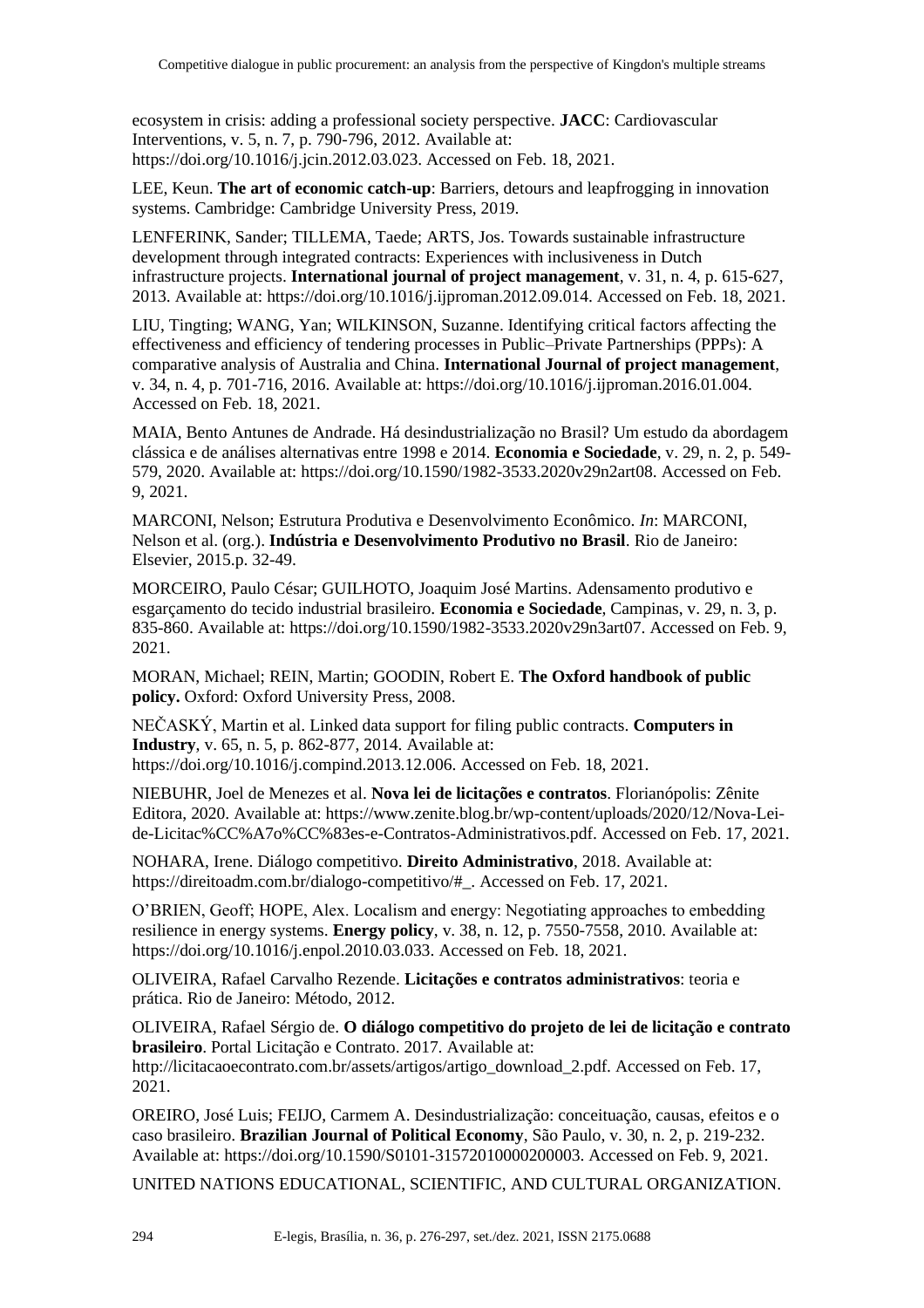ecosystem in crisis: adding a professional society perspective. **JACC**: Cardiovascular Interventions, v. 5, n. 7, p. 790-796, 2012. Available at: https://doi.org/10.1016/j.jcin.2012.03.023. Accessed on Feb. 18, 2021.

LEE, Keun. **The art of economic catch-up**: Barriers, detours and leapfrogging in innovation systems. Cambridge: Cambridge University Press, 2019.

LENFERINK, Sander; TILLEMA, Taede; ARTS, Jos. Towards sustainable infrastructure development through integrated contracts: Experiences with inclusiveness in Dutch infrastructure projects. **International journal of project management**, v. 31, n. 4, p. 615-627, 2013. Available at: https://doi.org/10.1016/j.ijproman.2012.09.014. Accessed on Feb. 18, 2021.

LIU, Tingting; WANG, Yan; WILKINSON, Suzanne. Identifying critical factors affecting the effectiveness and efficiency of tendering processes in Public–Private Partnerships (PPPs): A comparative analysis of Australia and China. **International Journal of project management**, v. 34, n. 4, p. 701-716, 2016. Available at: https://doi.org/10.1016/j.ijproman.2016.01.004. Accessed on Feb. 18, 2021.

MAIA, Bento Antunes de Andrade. Há desindustrialização no Brasil? Um estudo da abordagem clássica e de análises alternativas entre 1998 e 2014. **Economia e Sociedade**, v. 29, n. 2, p. 549-579, 2020. Available at: https://doi.org/10.1590/1982-3533.2020v29n2art08. Accessed on Feb. 9, 2021.

MARCONI, Nelson; Estrutura Produtiva e Desenvolvimento Econômico. *In*: MARCONI, Nelson et al. (org.). **Indústria e Desenvolvimento Produtivo no Brasil**. Rio de Janeiro: Elsevier, 2015.p. 32-49.

MORCEIRO, Paulo César; GUILHOTO, Joaquim José Martins. Adensamento produtivo e esgarçamento do tecido industrial brasileiro. **Economia e Sociedade**, Campinas, v. 29, n. 3, p. 835-860. Available at: https://doi.org/10.1590/1982-3533.2020v29n3art07. Accessed on Feb. 9, 2021.

MORAN, Michael; REIN, Martin; GOODIN, Robert E. **The Oxford handbook of public policy.** Oxford: Oxford University Press, 2008.

NEČASKÝ, Martin et al. Linked data support for filing public contracts. **Computers in Industry**, v. 65, n. 5, p. 862-877, 2014. Available at: https://doi.org/10.1016/j.compind.2013.12.006. Accessed on Feb. 18, 2021.

NIEBUHR, Joel de Menezes et al. **Nova lei de licitações e contratos**. Florianópolis: Zênite Editora, 2020. Available at: https://www.zenite.blog.br/wp-content/uploads/2020/12/Nova-Lei-de-Licitac%CC%A7o%CC%83es-e-Contratos-Administrativos.pdf. Accessed on Feb. 17, 2021.

NOHARA, Irene. Diálogo competitivo. **Direito Administrativo**, 2018. Available at: https://direitoadm.com.br/dialogo-competitivo/#_. Accessed on Feb. 17, 2021.

O'BRIEN, Geoff; HOPE, Alex. Localism and energy: Negotiating approaches to embedding resilience in energy systems. **Energy policy**, v. 38, n. 12, p. 7550-7558, 2010. Available at: https://doi.org/10.1016/j.enpol.2010.03.033. Accessed on Feb. 18, 2021.

OLIVEIRA, Rafael Carvalho Rezende. **Licitações e contratos administrativos**: teoria e prática. Rio de Janeiro: Método, 2012.

OLIVEIRA, Rafael Sérgio de. **O diálogo competitivo do projeto de lei de licitação e contrato brasileiro**. Portal Licitação e Contrato. 2017. Available at: http://licitacaoecontrato.com.br/assets/artigos/artigo_download_2.pdf. Accessed on Feb. 17, 2021.

OREIRO, José Luis; FEIJO, Carmem A. Desindustrialização: conceituação, causas, efeitos e o caso brasileiro. **Brazilian Journal of Political Economy**, São Paulo, v. 30, n. 2, p. 219-232. Available at: https://doi.org/10.1590/S0101-31572010000200003. Accessed on Feb. 9, 2021.

UNITED NATIONS EDUCATIONAL, SCIENTIFIC, AND CULTURAL ORGANIZATION.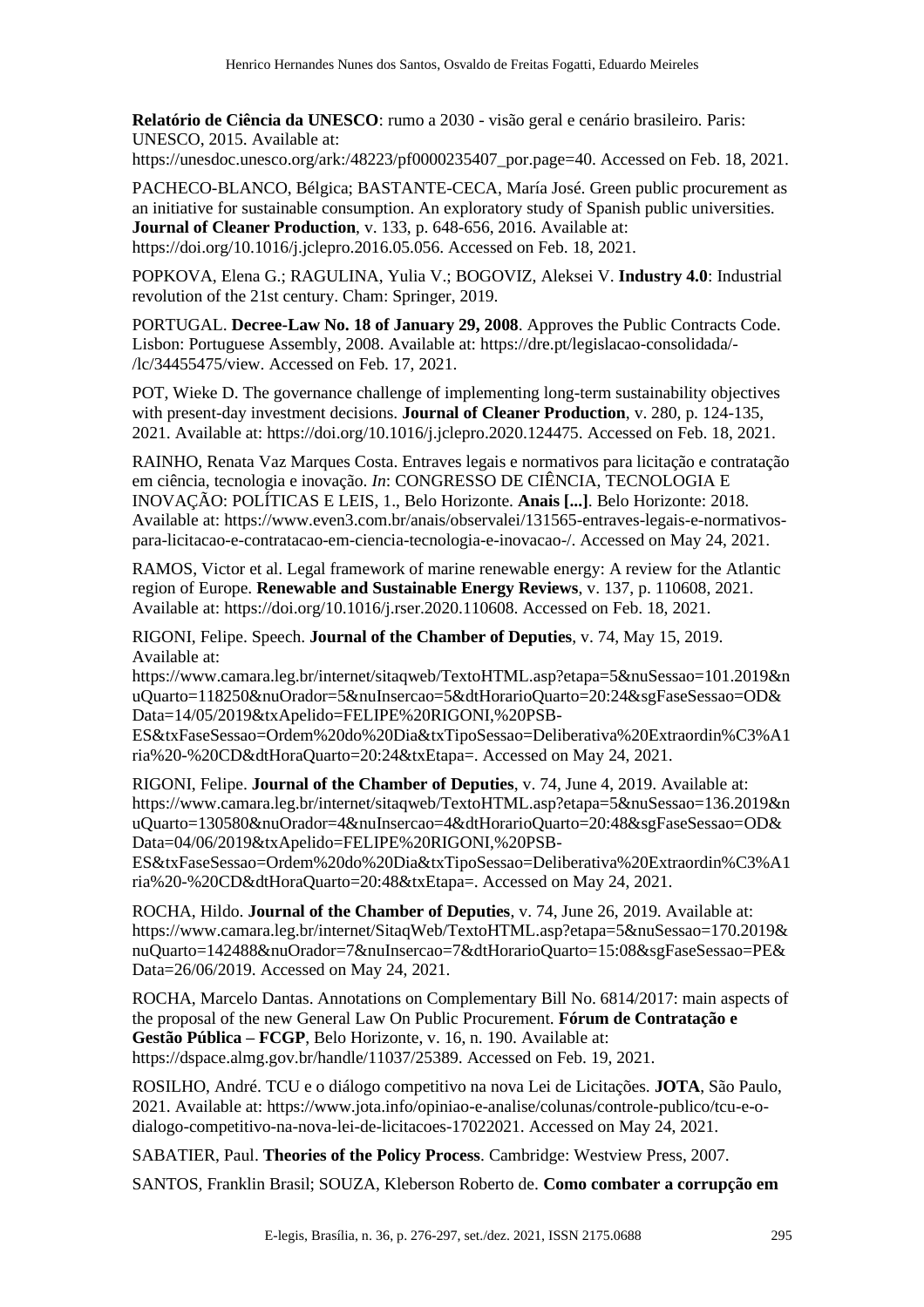**Relatório de Ciência da UNESCO**: rumo a 2030 - visão geral e cenário brasileiro. Paris: UNESCO, 2015. Available at: https://unesdoc.unesco.org/ark:/48223/pf0000235407_por.page=40. Accessed on Feb. 18, 2021.

PACHECO-BLANCO, Bélgica; BASTANTE-CECA, María José. Green public procurement as an initiative for sustainable consumption. An exploratory study of Spanish public universities. **Journal of Cleaner Production**, v. 133, p. 648-656, 2016. Available at: https://doi.org/10.1016/j.jclepro.2016.05.056. Accessed on Feb. 18, 2021.

POPKOVA, Elena G.; RAGULINA, Yulia V.; BOGOVIZ, Aleksei V. **Industry 4.0**: Industrial revolution of the 21st century. Cham: Springer, 2019.

PORTUGAL. **Decree-Law No. 18 of January 29, 2008**. Approves the Public Contracts Code. Lisbon: Portuguese Assembly, 2008. Available at: https://dre.pt/legislacao-consolidada/-/lc/34455475/view. Accessed on Feb. 17, 2021.

POT, Wieke D. The governance challenge of implementing long-term sustainability objectives with present-day investment decisions. **Journal of Cleaner Production**, v. 280, p. 124-135, 2021. Available at: https://doi.org/10.1016/j.jclepro.2020.124475. Accessed on Feb. 18, 2021.

RAINHO, Renata Vaz Marques Costa. Entraves legais e normativos para licitação e contratação em ciência, tecnologia e inovação. *In*: CONGRESSO DE CIÊNCIA, TECNOLOGIA E INOVAÇÃO: POLÍTICAS E LEIS, 1., Belo Horizonte. **Anais [...]**. Belo Horizonte: 2018. Available at: https://www.even3.com.br/anais/observalei/131565-entraves-legais-e-normativos-para-licitacao-e-contratacao-em-ciencia-tecnologia-e-inovacao-/. Accessed on May 24, 2021.

RAMOS, Victor et al. Legal framework of marine renewable energy: A review for the Atlantic region of Europe. **Renewable and Sustainable Energy Reviews**, v. 137, p. 110608, 2021. Available at: https://doi.org/10.1016/j.rser.2020.110608. Accessed on Feb. 18, 2021.

RIGONI, Felipe. Speech. **Journal of the Chamber of Deputies**, v. 74, May 15, 2019. Available at: https://www.camara.leg.br/internet/sitaqweb/TextoHTML.asp?etapa=5&nuSessao=101.2019&nuQuarto=118250&nuOrador=5&nuInsercao=5&dtHorarioQuarto=20:24&sgFaseSessao=OD&Data=14/05/2019&txApelido=FELIPE%20RIGONI,%20PSB-ES&txFaseSessao=Ordem%20do%20Dia&txTipoSessao=Deliberativa%20Extraordin%C3%A1ria%20-%20CD&dtHoraQuarto=20:24&txEtapa=. Accessed on May 24, 2021.

RIGONI, Felipe. **Journal of the Chamber of Deputies**, v. 74, June 4, 2019. Available at: https://www.camara.leg.br/internet/sitaqweb/TextoHTML.asp?etapa=5&nuSessao=136.2019&nuQuarto=130580&nuOrador=4&nuInsercao=4&dtHorarioQuarto=20:48&sgFaseSessao=OD&Data=04/06/2019&txApelido=FELIPE%20RIGONI,%20PSB-ES&txFaseSessao=Ordem%20do%20Dia&txTipoSessao=Deliberativa%20Extraordin%C3%A1ria%20-%20CD&dtHoraQuarto=20:48&txEtapa=. Accessed on May 24, 2021.

ROCHA, Hildo. **Journal of the Chamber of Deputies**, v. 74, June 26, 2019. Available at: https://www.camara.leg.br/internet/SitaqWeb/TextoHTML.asp?etapa=5&nuSessao=170.2019&nuQuarto=142488&nuOrador=7&nuInsercao=7&dtHorarioQuarto=15:08&sgFaseSessao=PE&Data=26/06/2019. Accessed on May 24, 2021.

ROCHA, Marcelo Dantas. Annotations on Complementary Bill No. 6814/2017: main aspects of the proposal of the new General Law On Public Procurement. **Fórum de Contratação e Gestão Pública – FCGP**, Belo Horizonte, v. 16, n. 190. Available at: https://dspace.almg.gov.br/handle/11037/25389. Accessed on Feb. 19, 2021.

ROSILHO, André. TCU e o diálogo competitivo na nova Lei de Licitações. **JOTA**, São Paulo, 2021. Available at: https://www.jota.info/opiniao-e-analise/colunas/controle-publico/tcu-e-o-dialogo-competitivo-na-nova-lei-de-licitacoes-17022021. Accessed on May 24, 2021.

SABATIER, Paul. **Theories of the Policy Process**. Cambridge: Westview Press, 2007.

SANTOS, Franklin Brasil; SOUZA, Kleberson Roberto de. **Como combater a corrupção em**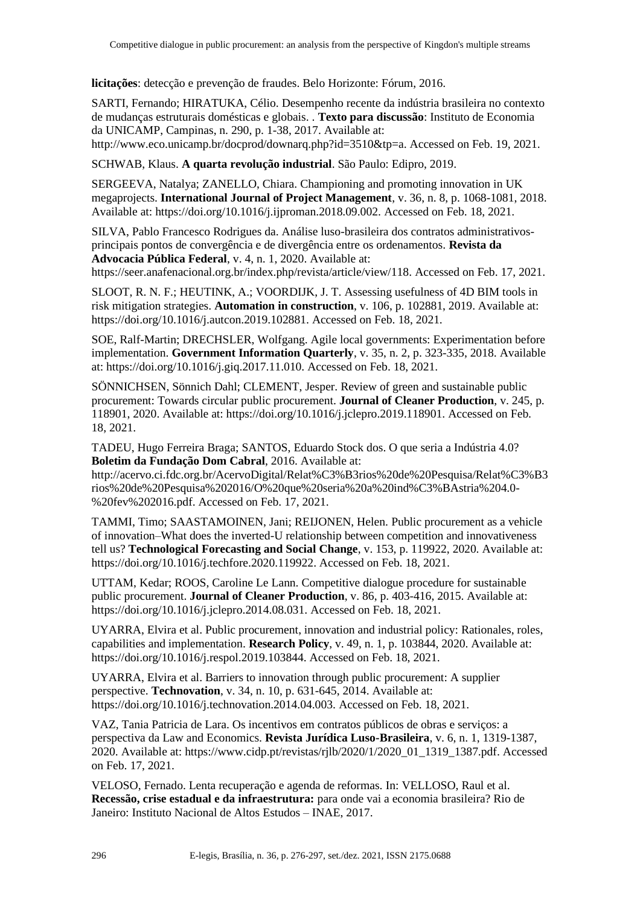**licitações**: detecção e prevenção de fraudes. Belo Horizonte: Fórum, 2016.

SARTI, Fernando; HIRATUKA, Célio. Desempenho recente da indústria brasileira no contexto de mudanças estruturais domésticas e globais. . **Texto para discussão**: Instituto de Economia da UNICAMP, Campinas, n. 290, p. 1-38, 2017. Available at: http://www.eco.unicamp.br/docprod/downarq.php?id=3510&tp=a. Accessed on Feb. 19, 2021.

SCHWAB, Klaus. **A quarta revolução industrial**. São Paulo: Edipro, 2019.

SERGEEVA, Natalya; ZANELLO, Chiara. Championing and promoting innovation in UK megaprojects. **International Journal of Project Management**, v. 36, n. 8, p. 1068-1081, 2018. Available at: https://doi.org/10.1016/j.ijproman.2018.09.002. Accessed on Feb. 18, 2021.

SILVA, Pablo Francesco Rodrigues da. Análise luso-brasileira dos contratos administrativos-principais pontos de convergência e de divergência entre os ordenamentos. **Revista da Advocacia Pública Federal**, v. 4, n. 1, 2020. Available at: https://seer.anafenacional.org.br/index.php/revista/article/view/118. Accessed on Feb. 17, 2021.

SLOOT, R. N. F.; HEUTINK, A.; VOORDIJK, J. T. Assessing usefulness of 4D BIM tools in risk mitigation strategies. **Automation in construction**, v. 106, p. 102881, 2019. Available at: https://doi.org/10.1016/j.autcon.2019.102881. Accessed on Feb. 18, 2021.

SOE, Ralf-Martin; DRECHSLER, Wolfgang. Agile local governments: Experimentation before implementation. **Government Information Quarterly**, v. 35, n. 2, p. 323-335, 2018. Available at: https://doi.org/10.1016/j.giq.2017.11.010. Accessed on Feb. 18, 2021.

SÖNNICHSEN, Sönnich Dahl; CLEMENT, Jesper. Review of green and sustainable public procurement: Towards circular public procurement. **Journal of Cleaner Production**, v. 245, p. 118901, 2020. Available at: https://doi.org/10.1016/j.jclepro.2019.118901. Accessed on Feb. 18, 2021.

TADEU, Hugo Ferreira Braga; SANTOS, Eduardo Stock dos. O que seria a Indústria 4.0? **Boletim da Fundação Dom Cabral**, 2016. Available at: http://acervo.ci.fdc.org.br/AcervoDigital/Relat%C3%B3rios%20de%20Pesquisa/Relat%C3%B3rios%20de%20Pesquisa%202016/O%20que%20seria%20a%20ind%C3%BAstria%204.0-%20fev%202016.pdf. Accessed on Feb. 17, 2021.

TAMMI, Timo; SAASTAMOINEN, Jani; REIJONEN, Helen. Public procurement as a vehicle of innovation–What does the inverted-U relationship between competition and innovativeness tell us? **Technological Forecasting and Social Change**, v. 153, p. 119922, 2020. Available at: https://doi.org/10.1016/j.techfore.2020.119922. Accessed on Feb. 18, 2021.

UTTAM, Kedar; ROOS, Caroline Le Lann. Competitive dialogue procedure for sustainable public procurement. **Journal of Cleaner Production**, v. 86, p. 403-416, 2015. Available at: https://doi.org/10.1016/j.jclepro.2014.08.031. Accessed on Feb. 18, 2021.

UYARRA, Elvira et al. Public procurement, innovation and industrial policy: Rationales, roles, capabilities and implementation. **Research Policy**, v. 49, n. 1, p. 103844, 2020. Available at: https://doi.org/10.1016/j.respol.2019.103844. Accessed on Feb. 18, 2021.

UYARRA, Elvira et al. Barriers to innovation through public procurement: A supplier perspective. **Technovation**, v. 34, n. 10, p. 631-645, 2014. Available at: https://doi.org/10.1016/j.technovation.2014.04.003. Accessed on Feb. 18, 2021.

VAZ, Tania Patricia de Lara. Os incentivos em contratos públicos de obras e serviços: a perspectiva da Law and Economics. **Revista Jurídica Luso-Brasileira**, v. 6, n. 1, 1319-1387, 2020. Available at: https://www.cidp.pt/revistas/rjlb/2020/1/2020_01_1319_1387.pdf. Accessed on Feb. 17, 2021.

VELOSO, Fernado. Lenta recuperação e agenda de reformas. In: VELLOSO, Raul et al. **Recessão, crise estadual e da infraestrutura:** para onde vai a economia brasileira? Rio de Janeiro: Instituto Nacional de Altos Estudos – INAE, 2017.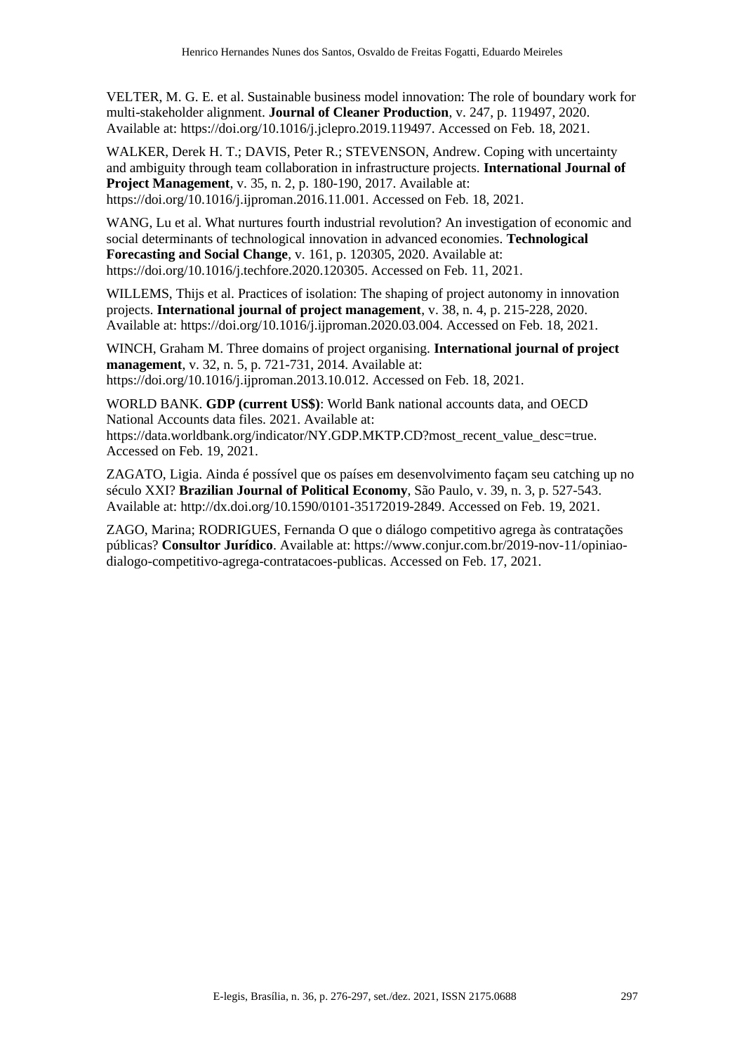VELTER, M. G. E. et al. Sustainable business model innovation: The role of boundary work for multi-stakeholder alignment. **Journal of Cleaner Production**, v. 247, p. 119497, 2020. Available at: https://doi.org/10.1016/j.jclepro.2019.119497. Accessed on Feb. 18, 2021.

WALKER, Derek H. T.; DAVIS, Peter R.; STEVENSON, Andrew. Coping with uncertainty and ambiguity through team collaboration in infrastructure projects. **International Journal of Project Management**, v. 35, n. 2, p. 180-190, 2017. Available at: https://doi.org/10.1016/j.ijproman.2016.11.001. Accessed on Feb. 18, 2021.

WANG, Lu et al. What nurtures fourth industrial revolution? An investigation of economic and social determinants of technological innovation in advanced economies. **Technological Forecasting and Social Change**, v. 161, p. 120305, 2020. Available at: https://doi.org/10.1016/j.techfore.2020.120305. Accessed on Feb. 11, 2021.

WILLEMS, Thijs et al. Practices of isolation: The shaping of project autonomy in innovation projects. **International journal of project management**, v. 38, n. 4, p. 215-228, 2020. Available at: https://doi.org/10.1016/j.ijproman.2020.03.004. Accessed on Feb. 18, 2021.

WINCH, Graham M. Three domains of project organising. **International journal of project management**, v. 32, n. 5, p. 721-731, 2014. Available at: https://doi.org/10.1016/j.ijproman.2013.10.012. Accessed on Feb. 18, 2021.

WORLD BANK. **GDP (current US$)**: World Bank national accounts data, and OECD National Accounts data files. 2021. Available at: https://data.worldbank.org/indicator/NY.GDP.MKTP.CD?most_recent_value_desc=true. Accessed on Feb. 19, 2021.

ZAGATO, Ligia. Ainda é possível que os países em desenvolvimento façam seu catching up no século XXI? **Brazilian Journal of Political Economy**, São Paulo, v. 39, n. 3, p. 527-543. Available at: http://dx.doi.org/10.1590/0101-35172019-2849. Accessed on Feb. 19, 2021.

ZAGO, Marina; RODRIGUES, Fernanda O que o diálogo competitivo agrega às contratações públicas? **Consultor Jurídico**. Available at: https://www.conjur.com.br/2019-nov-11/opiniao-dialogo-competitivo-agrega-contratacoes-publicas. Accessed on Feb. 17, 2021.